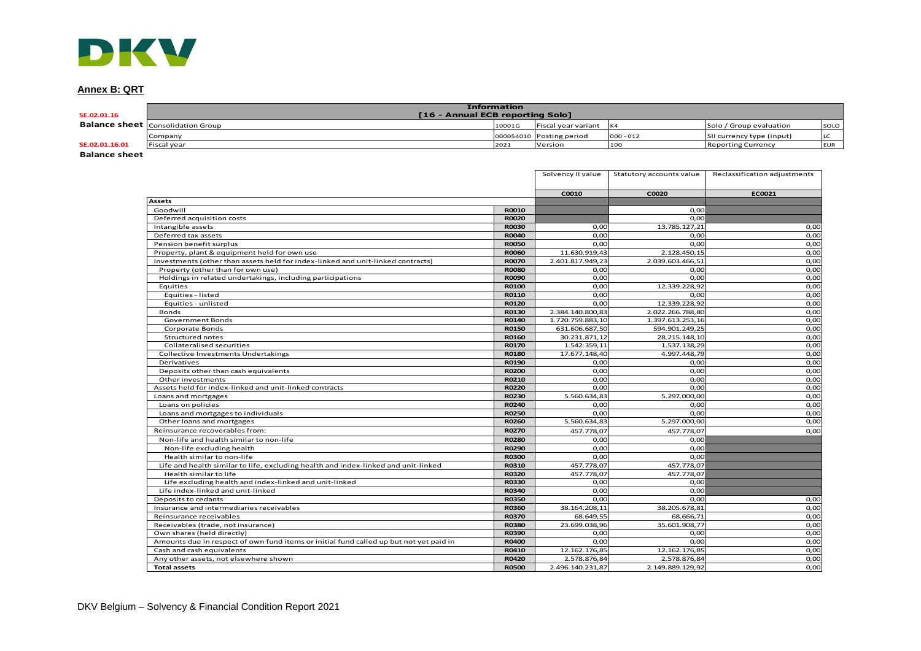DKV

## Annex B: QRT

| SE.02.01.16 | Information [16 - Annual ECB reporting Solo] | | | | | |
|---|---|---|---|---|---|---|
| **Balance sheet** | Consolidation Group | 10001G | Fiscal year variant | K4 | Solo / Group evaluation | SOLO |
| | Company | 000054010 | Posting period | 000 - 012 | SII currency type (input) | LC |
| SE.02.01.16.01 | Fiscal year | 2021 | Version | 100 | Reporting Currency | EUR |

**Balance sheet**

| | | Solvency II value | Statutory accounts value | Reclassification adjustments |
|---|---|---|---|---|
| | | **C0010** | **C0020** | **EC0021** |
| **Assets** | | | | |
| Goodwill | **R0010** | | 0,00 | |
| Deferred acquisition costs | **R0020** | | 0,00 | |
| Intangible assets | **R0030** | 0,00 | 13.785.127,21 | 0,00 |
| Deferred tax assets | **R0040** | 0,00 | 0,00 | 0,00 |
| Pension benefit surplus | **R0050** | 0,00 | 0,00 | 0,00 |
| Property, plant & equipment held for own use | **R0060** | 11.630.919,43 | 2.128.450,15 | 0,00 |
| Investments (other than assets held for index-linked and unit-linked contracts) | **R0070** | 2.401.817.949,23 | 2.039.603.466,51 | 0,00 |
| Property (other than for own use) | **R0080** | 0,00 | 0,00 | 0,00 |
| Holdings in related undertakings, including participations | **R0090** | 0,00 | 0,00 | 0,00 |
| Equities | **R0100** | 0,00 | 12.339.228,92 | 0,00 |
| Equities - listed | **R0110** | 0,00 | 0,00 | 0,00 |
| Equities - unlisted | **R0120** | 0,00 | 12.339.228,92 | 0,00 |
| Bonds | **R0130** | 2.384.140.800,83 | 2.022.266.788,80 | 0,00 |
| Government Bonds | **R0140** | 1.720.759.883,10 | 1.397.613.253,16 | 0,00 |
| Corporate Bonds | **R0150** | 631.606.687,50 | 594.901.249,25 | 0,00 |
| Structured notes | **R0160** | 30.231.871,12 | 28.215.148,10 | 0,00 |
| Collateralised securities | **R0170** | 1.542.359,11 | 1.537.138,29 | 0,00 |
| Collective Investments Undertakings | **R0180** | 17.677.148,40 | 4.997.448,79 | 0,00 |
| Derivatives | **R0190** | 0,00 | 0,00 | 0,00 |
| Deposits other than cash equivalents | **R0200** | 0,00 | 0,00 | 0,00 |
| Other investments | **R0210** | 0,00 | 0,00 | 0,00 |
| Assets held for index-linked and unit-linked contracts | **R0220** | 0,00 | 0,00 | 0,00 |
| Loans and mortgages | **R0230** | 5.560.634,83 | 5.297.000,00 | 0,00 |
| Loans on policies | **R0240** | 0,00 | 0,00 | 0,00 |
| Loans and mortgages to individuals | **R0250** | 0,00 | 0,00 | 0,00 |
| Other loans and mortgages | **R0260** | 5.560.634,83 | 5.297.000,00 | 0,00 |
| Reinsurance recoverables from: | **R0270** | 457.778,07 | 457.778,07 | 0,00 |
| Non-life and health similar to non-life | **R0280** | 0,00 | 0,00 | |
| Non-life excluding health | **R0290** | 0,00 | 0,00 | |
| Health similar to non-life | **R0300** | 0,00 | 0,00 | |
| Life and health similar to life, excluding health and index-linked and unit-linked | **R0310** | 457.778,07 | 457.778,07 | |
| Health similar to life | **R0320** | 457.778,07 | 457.778,07 | |
| Life excluding health and index-linked and unit-linked | **R0330** | 0,00 | 0,00 | |
| Life index-linked and unit-linked | **R0340** | 0,00 | 0,00 | |
| Deposits to cedants | **R0350** | 0,00 | 0,00 | 0,00 |
| Insurance and intermediaries receivables | **R0360** | 38.164.208,11 | 38.205.678,81 | 0,00 |
| Reinsurance receivables | **R0370** | 68.649,55 | 68.666,71 | 0,00 |
| Receivables (trade, not insurance) | **R0380** | 23.699.038,96 | 35.601.908,77 | 0,00 |
| Own shares (held directly) | **R0390** | 0,00 | 0,00 | 0,00 |
| Amounts due in respect of own fund items or initial fund called up but not yet paid in | **R0400** | 0,00 | 0,00 | 0,00 |
| Cash and cash equivalents | **R0410** | 12.162.176,85 | 12.162.176,85 | 0,00 |
| Any other assets, not elsewhere shown | **R0420** | 2.578.876,84 | 2.578.876,84 | 0,00 |
| **Total assets** | **R0500** | 2.496.140.231,87 | 2.149.889.129,92 | 0,00 |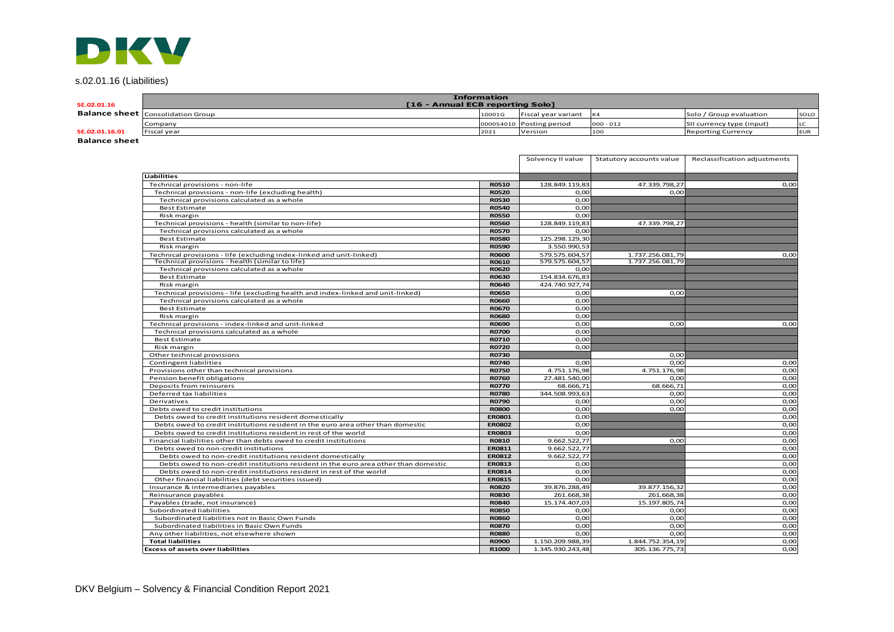DKV

s.02.01.16 (Liabilities)

| | Information [16 - Annual ECB reporting Solo] | | | | | |
|---|---|---|---|---|---|---|
| SE.02.01.16 Balance sheet | Consolidation Group | 10001G | Fiscal year variant | K4 | Solo / Group evaluation | SOLO |
| | Company | 000054010 | Posting period | 000 - 012 | SII currency type (input) | LC |
| SE.02.01.16.01 | Fiscal year | 2021 | Version | 100 | Reporting Currency | EUR |

**Balance sheet**

| | | Solvency II value | Statutory accounts value | Reclassification adjustments |
|---|---|---|---|---|
| **Liabilities** | | | | |
| Technical provisions - non-life | R0510 | 128.849.119,83 | 47.339.798,27 | 0,00 |
| Technical provisions - non-life (excluding health) | R0520 | 0,00 | 0,00 | |
| Technical provisions calculated as a whole | R0530 | 0,00 | | |
| Best Estimate | R0540 | 0,00 | | |
| Risk margin | R0550 | 0,00 | | |
| Technical provisions - health (similar to non-life) | R0560 | 128.849.119,83 | 47.339.798,27 | |
| Technical provisions calculated as a whole | R0570 | 0,00 | | |
| Best Estimate | R0580 | 125.298.129,30 | | |
| Risk margin | R0590 | 3.550.990,53 | | |
| Technical provisions - life (excluding index-linked and unit-linked) | R0600 | 579.575.604,57 | 1.737.256.081,79 | 0,00 |
| Technical provisions - health (similar to life) | R0610 | 579.575.604,57 | 1.737.256.081,79 | |
| Technical provisions calculated as a whole | R0620 | 0,00 | | |
| Best Estimate | R0630 | 154.834.676,83 | | |
| Risk margin | R0640 | 424.740.927,74 | | |
| Technical provisions - life (excluding health and index-linked and unit-linked) | R0650 | 0,00 | 0,00 | |
| Technical provisions calculated as a whole | R0660 | 0,00 | | |
| Best Estimate | R0670 | 0,00 | | |
| Risk margin | R0680 | 0,00 | | |
| Technical provisions - index-linked and unit-linked | R0690 | 0,00 | 0,00 | 0,00 |
| Technical provisions calculated as a whole | R0700 | 0,00 | | |
| Best Estimate | R0710 | 0,00 | | |
| Risk margin | R0720 | 0,00 | | |
| Other technical provisions | R0730 | | 0,00 | |
| Contingent liabilities | R0740 | 0,00 | 0,00 | 0,00 |
| Provisions other than technical provisions | R0750 | 4.751.176,98 | 4.751.176,98 | 0,00 |
| Pension benefit obligations | R0760 | 27.481.540,00 | 0,00 | 0,00 |
| Deposits from reinsurers | R0770 | 68.666,71 | 68.666,71 | 0,00 |
| Deferred tax liabilities | R0780 | 344.508.993,63 | 0,00 | 0,00 |
| Derivatives | R0790 | 0,00 | 0,00 | 0,00 |
| Debts owed to credit institutions | R0800 | 0,00 | 0,00 | 0,00 |
| Debts owed to credit institutions resident domestically | ER0801 | 0,00 | | 0,00 |
| Debts owed to credit institutions resident in the euro area other than domestic | ER0802 | 0,00 | | 0,00 |
| Debts owed to credit institutions resident in rest of the world | ER0803 | 0,00 | | 0,00 |
| Financial liabilities other than debts owed to credit institutions | R0810 | 9.662.522,77 | 0,00 | 0,00 |
| Debts owed to non-credit institutions | ER0811 | 9.662.522,77 | | 0,00 |
| Debts owed to non-credit institutions resident domestically | ER0812 | 9.662.522,77 | | 0,00 |
| Debts owed to non-credit institutions resident in the euro area other than domestic | ER0813 | 0,00 | | 0,00 |
| Debts owed to non-credit institutions resident in rest of the world | ER0814 | 0,00 | | 0,00 |
| Other financial liabilities (debt securities issued) | ER0815 | 0,00 | | 0,00 |
| Insurance & intermediaries payables | R0820 | 39.876.288,49 | 39.877.156,32 | 0,00 |
| Reinsurance payables | R0830 | 261.668,38 | 261.668,38 | 0,00 |
| Payables (trade, not insurance) | R0840 | 15.174.407,03 | 15.197.805,74 | 0,00 |
| Subordinated liabilities | R0850 | 0,00 | 0,00 | 0,00 |
| Subordinated liabilities not in Basic Own Funds | R0860 | 0,00 | 0,00 | 0,00 |
| Subordinated liabilities in Basic Own Funds | R0870 | 0,00 | 0,00 | 0,00 |
| Any other liabilities, not elsewhere shown | R0880 | 0,00 | 0,00 | 0,00 |
| **Total liabilities** | R0900 | 1.150.209.988,39 | 1.844.752.354,19 | 0,00 |
| **Excess of assets over liabilities** | R1000 | 1.345.930.243,48 | 305.136.775,73 | 0,00 |

DKV Belgium – Solvency & Financial Condition Report 2021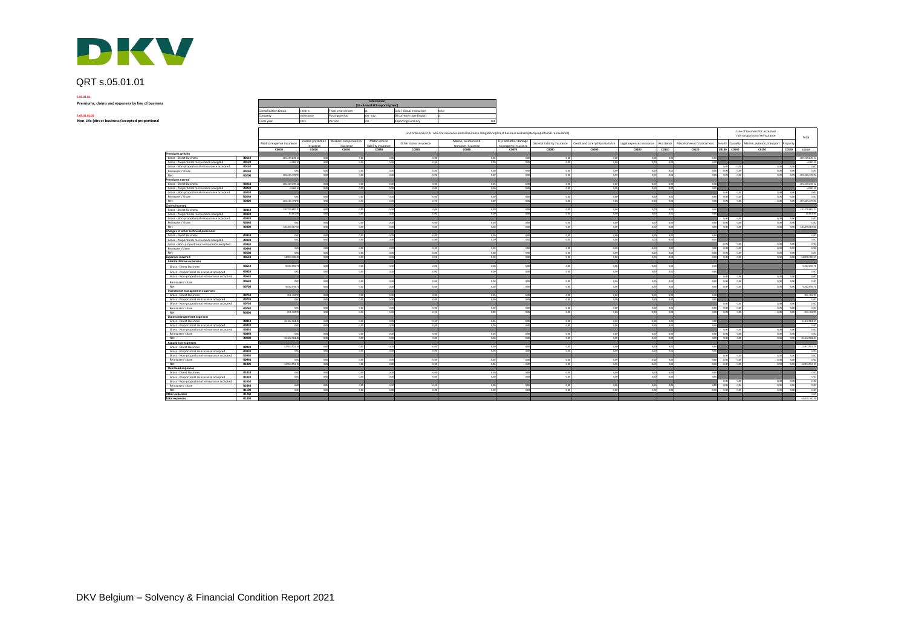# QRT s.05.01.01

**S.05.01.01**

**Premiums, claims and expenses by line of business**

**S.05.01.01.01**

**Non-Life (direct business/accepted proportional**

| Information [16 - Annual ECB reporting Solo] | | | | | |
|---|---|---|---|---|---|
| Consolidation Group | 100016 | Fiscal year variant | K4 | Solo / Group evaluation | SOLO |
| Company | 000954010 | Posting period | 000 - 012 | BI currency type (input) | 10 |
| Fiscal year | 2021 | Version | 100 | Reporting Currency | EUR |

| | | Line of Business for: non-life insurance and reinsurance obligations (direct business and accepted proportional reinsurance) | | | | | | | | | | | | Line of business for: accepted non-proportional reinsurance | | | | Total |
|---|---|---|---|---|---|---|---|---|---|---|---|---|---|---|---|---|---|---|
| | | Medical expense insurance | Income protection insurance | Workers' compensation insurance | Motor vehicle liability insurance | Other motor insurance | Marine, aviation and transport insurance | Fire and other damage to property insurance | General liability insurance | Credit and suretyship insurance | Legal expenses insurance | Assistance | Miscellaneous financial loss | Health | Casualty | Marine, aviation, transport | Property | |
| | | C0010 | C0020 | C0030 | C0040 | C0050 | C0060 | C0070 | C0080 | C0090 | C0100 | C0110 | C0120 | C0130 | C0140 | C0150 | C0160 | C0200 |
| **Premiums written** | | | | | | | | | | | | | | | | | | |
| Gross - Direct Business | R0110 | 205.239.635,12 | 0,00 | 0,00 | 0,00 | 0,00 | 0,00 | 0,00 | 0,00 | 0,00 | 0,00 | 0,00 | 0,00 | | | | | 205.239.635,12 |
| Gross - Proportional reinsurance accepted | R0120 | -4.286,16 | 0,00 | 0,00 | 0,00 | 0,00 | 0,00 | 0,00 | 0,00 | 0,00 | 0,00 | 0,00 | 0,00 | | | | | -4.286,16 |
| Gross - Non-proportional reinsurance accepted | R0130 | | | | | | | | | | | | | 0,00 | 0,00 | 0,00 | 0,00 | 0,00 |
| Reinsurers' share | R0140 | 0,00 | 0,00 | 0,00 | 0,00 | 0,00 | 0,00 | 0,00 | 0,00 | 0,00 | 0,00 | 0,00 | 0,00 | 0,00 | 0,00 | 0,00 | 0,00 | 0,00 |
| Net | R0200 | 205.235.348,96 | 0,00 | 0,00 | 0,00 | 0,00 | 0,00 | 0,00 | 0,00 | 0,00 | 0,00 | 0,00 | 0,00 | 0,00 | 0,00 | 0,00 | 0,00 | 205.235.348,96 |
| **Premiums earned** | | | | | | | | | | | | | | | | | | |
| Gross - Direct Business | R0210 | 205.239.635,12 | 0,00 | 0,00 | 0,00 | 0,00 | 0,00 | 0,00 | 0,00 | 0,00 | 0,00 | 0,00 | 0,00 | | | | | 205.239.635,12 |
| Gross - Proportional reinsurance accepted | R0220 | -4.286,16 | 0,00 | 0,00 | 0,00 | 0,00 | 0,00 | 0,00 | 0,00 | 0,00 | 0,00 | 0,00 | 0,00 | | | | | -4.286,16 |
| Gross - Non-proportional reinsurance accepted | R0230 | | | | | | | | | | | | | 0,00 | 0,00 | 0,00 | 0,00 | 0,00 |
| Reinsurers' share | R0240 | 0,00 | 0,00 | 0,00 | 0,00 | 0,00 | 0,00 | 0,00 | 0,00 | 0,00 | 0,00 | 0,00 | 0,00 | 0,00 | 0,00 | 0,00 | 0,00 | 0,00 |
| Net | R0300 | 205.235.348,96 | 0,00 | 0,00 | 0,00 | 0,00 | 0,00 | 0,00 | 0,00 | 0,00 | 0,00 | 0,00 | 0,00 | 0,00 | 0,00 | 0,00 | 0,00 | 205.235.348,96 |
| **Claims incurred** | | | | | | | | | | | | | | | | | | |
| Gross - Direct Business | R0310 | 130.379.685,75 | 0,00 | 0,00 | 0,00 | 0,00 | 0,00 | 0,00 | 0,00 | 0,00 | 0,00 | 0,00 | 0,00 | | | | | 130.379.685,75 |
| Gross - Proportional reinsurance accepted | R0320 | 19.881,91 | 0,00 | 0,00 | 0,00 | 0,00 | 0,00 | 0,00 | 0,00 | 0,00 | 0,00 | 0,00 | 0,00 | | | | | 19.881,91 |
| Gross - Non-proportional reinsurance accepted | R0330 | | | | | | | | | | | | | 0,00 | 0,00 | 0,00 | 0,00 | 0,00 |
| Reinsurers' share | R0340 | 0,00 | 0,00 | 0,00 | 0,00 | 0,00 | 0,00 | 0,00 | 0,00 | 0,00 | 0,00 | 0,00 | 0,00 | 0,00 | 0,00 | 0,00 | 0,00 | 0,00 |
| Net | R0400 | 130.399.567,66 | 0,00 | 0,00 | 0,00 | 0,00 | 0,00 | 0,00 | 0,00 | 0,00 | 0,00 | 0,00 | 0,00 | 0,00 | 0,00 | 0,00 | 0,00 | 130.399.567,66 |
| **Changes in other technical provisions** | | | | | | | | | | | | | | | | | | |
| Gross - Direct Business | R0410 | 0,00 | 0,00 | 0,00 | 0,00 | 0,00 | 0,00 | 0,00 | 0,00 | 0,00 | 0,00 | 0,00 | 0,00 | | | | | 0,00 |
| Gross - Proportional reinsurance accepted | R0420 | 0,00 | 0,00 | 0,00 | 0,00 | 0,00 | 0,00 | 0,00 | 0,00 | 0,00 | 0,00 | 0,00 | 0,00 | | | | | 0,00 |
| Gross - Non- proportional reinsurance accepted | R0430 | | | | | | | | | | | | | 0,00 | 0,00 | 0,00 | 0,00 | 0,00 |
| Reinsurers'share | R0440 | 0,00 | 0,00 | 0,00 | 0,00 | 0,00 | 0,00 | 0,00 | 0,00 | 0,00 | 0,00 | 0,00 | 0,00 | 0,00 | 0,00 | 0,00 | 0,00 | 0,00 |
| Net | R0500 | 0,00 | 0,00 | 0,00 | 0,00 | 0,00 | 0,00 | 0,00 | 0,00 | 0,00 | 0,00 | 0,00 | 0,00 | 0,00 | 0,00 | 0,00 | 0,00 | 0,00 |
| **Expenses incurred** | R0550 | 34.050.180,37 | 0,00 | 0,00 | 0,00 | 0,00 | 0,00 | 0,00 | 0,00 | 0,00 | 0,00 | 0,00 | 0,00 | 0,00 | 0,00 | 0,00 | 0,00 | 34.050.180,37 |
| **Administrative expenses** | | | | | | | | | | | | | | | | | | |
| Gross - Direct Business | R0610 | 9.812.059,71 | 0,00 | 0,00 | 0,00 | 0,00 | 0,00 | 0,00 | 0,00 | 0,00 | 0,00 | 0,00 | 0,00 | | | | | 9.812.059,71 |
| Gross - Proportional reinsurance accepted | R0620 | 0,00 | 0,00 | 0,00 | 0,00 | 0,00 | 0,00 | 0,00 | 0,00 | 0,00 | 0,00 | 0,00 | 0,00 | | | | | 0,00 |
| Gross - Non-proportional reinsurance accepted | R0630 | | | | | | | | | | | | | 0,00 | 0,00 | 0,00 | 0,00 | 0,00 |
| Reinsurers' share | R0640 | 0,00 | 0,00 | 0,00 | 0,00 | 0,00 | 0,00 | 0,00 | 0,00 | 0,00 | 0,00 | 0,00 | 0,00 | 0,00 | 0,00 | 0,00 | 0,00 | 0,00 |
| Net | R0700 | 9.812.059,71 | 0,00 | 0,00 | 0,00 | 0,00 | 0,00 | 0,00 | 0,00 | 0,00 | 0,00 | 0,00 | 0,00 | 0,00 | 0,00 | 0,00 | 0,00 | 9.812.059,71 |
| **Investment management expenses** | | | | | | | | | | | | | | | | | | |
| Gross - Direct Business | R0710 | 951.182,99 | 0,00 | 0,00 | 0,00 | 0,00 | 0,00 | 0,00 | 0,00 | 0,00 | 0,00 | 0,00 | 0,00 | | | | | 951.182,99 |
| Gross - Proportional reinsurance accepted | R0720 | 0,00 | 0,00 | 0,00 | 0,00 | 0,00 | 0,00 | 0,00 | 0,00 | 0,00 | 0,00 | 0,00 | 0,00 | | | | | 0,00 |
| Gross - Non-proportional reinsurance accepted | R0730 | | | | | | | | | | | | | 0,00 | 0,00 | 0,00 | 0,00 | 0,00 |
| Reinsurers' share | R0740 | 0,00 | 0,00 | 0,00 | 0,00 | 0,00 | 0,00 | 0,00 | 0,00 | 0,00 | 0,00 | 0,00 | 0,00 | 0,00 | 0,00 | 0,00 | 0,00 | 0,00 |
| Net | R0800 | 951.182,99 | 0,00 | 0,00 | 0,00 | 0,00 | 0,00 | 0,00 | 0,00 | 0,00 | 0,00 | 0,00 | 0,00 | 0,00 | 0,00 | 0,00 | 0,00 | 951.182,99 |
| **Claims management expenses** | | | | | | | | | | | | | | | | | | |
| Gross - Direct Business | R0810 | 10.332.984,48 | 0,00 | 0,00 | 0,00 | 0,00 | 0,00 | 0,00 | 0,00 | 0,00 | 0,00 | 0,00 | 0,00 | | | | | 10.332.984,48 |
| Gross - Proportional reinsurance accepted | R0820 | 0,00 | 0,00 | 0,00 | 0,00 | 0,00 | 0,00 | 0,00 | 0,00 | 0,00 | 0,00 | 0,00 | 0,00 | | | | | 0,00 |
| Gross - Non-proportional reinsurance accepted | R0830 | | | | | | | | | | | | | 0,00 | 0,00 | 0,00 | 0,00 | 0,00 |
| Reinsurers' share | R0840 | 0,00 | 0,00 | 0,00 | 0,00 | 0,00 | 0,00 | 0,00 | 0,00 | 0,00 | 0,00 | 0,00 | 0,00 | 0,00 | 0,00 | 0,00 | 0,00 | 0,00 |
| Net | R0900 | 10.332.984,48 | 0,00 | 0,00 | 0,00 | 0,00 | 0,00 | 0,00 | 0,00 | 0,00 | 0,00 | 0,00 | 0,00 | 0,00 | 0,00 | 0,00 | 0,00 | 10.332.984,48 |
| **Acquisition expenses** | | | | | | | | | | | | | | | | | | |
| Gross - Direct Business | R0910 | 12.953.953,19 | 0,00 | 0,00 | 0,00 | 0,00 | 0,00 | 0,00 | 0,00 | 0,00 | 0,00 | 0,00 | 0,00 | | | | | 12.953.953,19 |
| Gross - Proportional reinsurance accepted | R0920 | 0,00 | 0,00 | 0,00 | 0,00 | 0,00 | 0,00 | 0,00 | 0,00 | 0,00 | 0,00 | 0,00 | 0,00 | | | | | 0,00 |
| Gross - Non-proportional reinsurance accepted | R0930 | | | | | | | | | | | | | 0,00 | 0,00 | 0,00 | 0,00 | 0,00 |
| Reinsurers' share | R0940 | 0,00 | 0,00 | 0,00 | 0,00 | 0,00 | 0,00 | 0,00 | 0,00 | 0,00 | 0,00 | 0,00 | 0,00 | 0,00 | 0,00 | 0,00 | 0,00 | 0,00 |
| Net | R1000 | 12.953.953,19 | 0,00 | 0,00 | 0,00 | 0,00 | 0,00 | 0,00 | 0,00 | 0,00 | 0,00 | 0,00 | 0,00 | 0,00 | 0,00 | 0,00 | 0,00 | 12.953.953,19 |
| **Overhead expenses** | | | | | | | | | | | | | | | | | | |
| Gross - Direct Business | R1010 | 0,00 | 0,00 | 0,00 | 0,00 | 0,00 | 0,00 | 0,00 | 0,00 | 0,00 | 0,00 | 0,00 | 0,00 | | | | | 0,00 |
| Gross - Proportional reinsurance accepted | R1020 | 0,00 | 0,00 | 0,00 | 0,00 | 0,00 | 0,00 | 0,00 | 0,00 | 0,00 | 0,00 | 0,00 | 0,00 | | | | | 0,00 |
| Gross - Non-proportional reinsurance accepted | R1030 | | | | | | | | | | | | | 0,00 | 0,00 | 0,00 | 0,00 | 0,00 |
| Reinsurers' share | R1040 | 0,00 | 0,00 | 0,00 | 0,00 | 0,00 | 0,00 | 0,00 | 0,00 | 0,00 | 0,00 | 0,00 | 0,00 | 0,00 | 0,00 | 0,00 | 0,00 | 0,00 |
| Net | R1100 | 0,00 | 0,00 | 0,00 | 0,00 | 0,00 | 0,00 | 0,00 | 0,00 | 0,00 | 0,00 | 0,00 | 0,00 | 0,00 | 0,00 | 0,00 | 0,00 | 0,00 |
| **Other expenses** | R1200 | | | | | | | | | | | | | | | | | 0,00 |
| **Total expenses** | R1300 | | | | | | | | | | | | | | | | | 34.050.180,37 |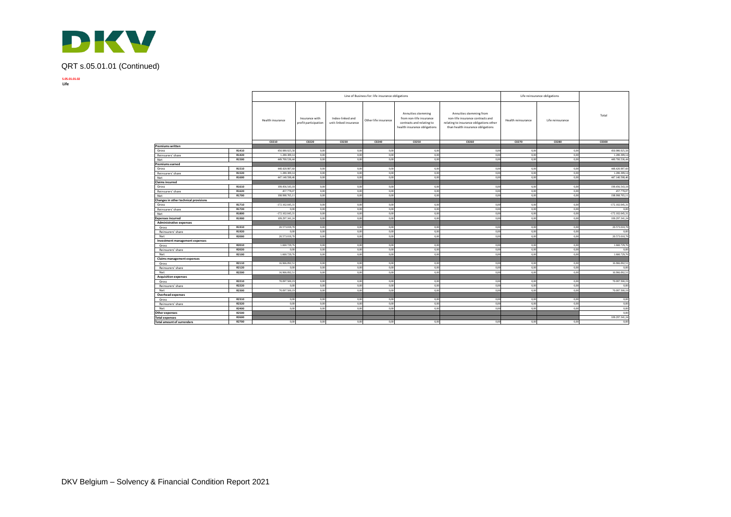# QRT s.05.01.01 (Continued)

**S.05.01.01.02**
**Life**

| | | Line of Business for: life insurance obligations | | | | | | Life reinsurance obligations | | Total |
|---|---|---|---|---|---|---|---|---|---|---|
| | | Health insurance | Insurance with profit participation | Index-linked and unit-linked insurance | Other life insurance | Annuities stemming from non-life insurance contracts and relating to health insurance obligations | Annuities stemming from non-life insurance contracts and relating to insurance obligations other than health insurance obligations | Health reinsurance | Life reinsurance | |
| | | C0210 | C0220 | C0230 | C0240 | C0250 | C0260 | C0270 | C0280 | C0300 |
| **Premiums written** | | | | | | | | | | |
| Gross | R1410 | 450.980.925,58 | 0,00 | 0,00 | 0,00 | 0,00 | 0,00 | 0,00 | 0,00 | 450.980.925,58 |
| Reinsurers' share | R1420 | 1.280.389,14 | 0,00 | 0,00 | 0,00 | 0,00 | 0,00 | 0,00 | 0,00 | 1.280.389,14 |
| Net | R1500 | 449.700.536,44 | 0,00 | 0,00 | 0,00 | 0,00 | 0,00 | 0,00 | 0,00 | 449.700.536,44 |
| **Premiums earned** | | | | | | | | | | |
| Gross | R1510 | 448.420.987,60 | 0,00 | 0,00 | 0,00 | 0,00 | 0,00 | 0,00 | 0,00 | 448.420.987,60 |
| Reinsurers' share | R1520 | 1.280.389,14 | 0,00 | 0,00 | 0,00 | 0,00 | 0,00 | 0,00 | 0,00 | 1.280.389,14 |
| Net | R1600 | 447.140.598,46 | 0,00 | 0,00 | 0,00 | 0,00 | 0,00 | 0,00 | 0,00 | 447.140.598,46 |
| **Claims incurred** | | | | | | | | | | |
| Gross | R1610 | 199.456.543,18 | 0,00 | 0,00 | 0,00 | 0,00 | 0,00 | 0,00 | 0,00 | 199.456.543,18 |
| Reinsurers' share | R1620 | 457.778,07 | 0,00 | 0,00 | 0,00 | 0,00 | 0,00 | 0,00 | 0,00 | 457.778,07 |
| Net | R1700 | 198.998.765,11 | 0,00 | 0,00 | 0,00 | 0,00 | 0,00 | 0,00 | 0,00 | 198.998.765,11 |
| **Changes in other technical provisions** | | | | | | | | | | |
| Gross | R1710 | -172.102.045,31 | 0,00 | 0,00 | 0,00 | 0,00 | 0,00 | 0,00 | 0,00 | -172.102.045,31 |
| Reinsurers' share | R1720 | 0,00 | 0,00 | 0,00 | 0,00 | 0,00 | 0,00 | 0,00 | 0,00 | 0,00 |
| Net | R1800 | -172.102.045,31 | 0,00 | 0,00 | 0,00 | 0,00 | 0,00 | 0,00 | 0,00 | -172.102.045,31 |
| **Expenses incurred** | R1900 | 109.297.341,24 | 0,00 | 0,00 | 0,00 | 0,00 | 0,00 | 0,00 | 0,00 | 109.297.341,24 |
| **Administrative expenses** | | | | | | | | | | |
| Gross | R1910 | 20.573.018,78 | 0,00 | 0,00 | 0,00 | 0,00 | 0,00 | 0,00 | 0,00 | 20.573.018,78 |
| Reinsurers' share | R1920 | 0,00 | 0,00 | 0,00 | 0,00 | 0,00 | 0,00 | 0,00 | 0,00 | 0,00 |
| Net | R2000 | 20.573.018,78 | 0,00 | 0,00 | 0,00 | 0,00 | 0,00 | 0,00 | 0,00 | 20.573.018,78 |
| **Investment management expenses** | | | | | | | | | | |
| Gross | R2010 | 1.660.729,76 | 0,00 | 0,00 | 0,00 | 0,00 | 0,00 | 0,00 | 0,00 | 1.660.729,76 |
| Reinsurers' share | R2020 | 0,00 | 0,00 | 0,00 | 0,00 | 0,00 | 0,00 | 0,00 | 0,00 | 0,00 |
| Net | R2100 | 1.660.729,76 | 0,00 | 0,00 | 0,00 | 0,00 | 0,00 | 0,00 | 0,00 | 1.660.729,76 |
| **Claims management expenses** | | | | | | | | | | |
| Gross | R2110 | 16.966.092,51 | 0,00 | 0,00 | 0,00 | 0,00 | 0,00 | 0,00 | 0,00 | 16.966.092,51 |
| Reinsurers' share | R2120 | 0,00 | 0,00 | 0,00 | 0,00 | 0,00 | 0,00 | 0,00 | 0,00 | 0,00 |
| Net | R2200 | 16.966.092,51 | 0,00 | 0,00 | 0,00 | 0,00 | 0,00 | 0,00 | 0,00 | 16.966.092,51 |
| **Acquisition expenses** | | | | | | | | | | |
| Gross | R2210 | 70.097.500,19 | 0,00 | 0,00 | 0,00 | 0,00 | 0,00 | 0,00 | 0,00 | 70.097.500,19 |
| Reinsurers' share | R2220 | 0,00 | 0,00 | 0,00 | 0,00 | 0,00 | 0,00 | 0,00 | 0,00 | 0,00 |
| Net | R2300 | 70.097.500,19 | 0,00 | 0,00 | 0,00 | 0,00 | 0,00 | 0,00 | 0,00 | 70.097.500,19 |
| **Overhead expenses** | | | | | | | | | | |
| Gross | R2310 | 0,00 | 0,00 | 0,00 | 0,00 | 0,00 | 0,00 | 0,00 | 0,00 | 0,00 |
| Reinsurers' share | R2320 | 0,00 | 0,00 | 0,00 | 0,00 | 0,00 | 0,00 | 0,00 | 0,00 | 0,00 |
| Net | R2400 | 0,00 | 0,00 | 0,00 | 0,00 | 0,00 | 0,00 | 0,00 | 0,00 | 0,00 |
| **Other expenses** | R2500 | | | | | | | | | 0,00 |
| **Total expenses** | R2600 | | | | | | | | | 109.297.341,24 |
| **Total amount of surrenders** | R2700 | 0,00 | 0,00 | 0,00 | 0,00 | 0,00 | 0,00 | 0,00 | 0,00 | 0,00 |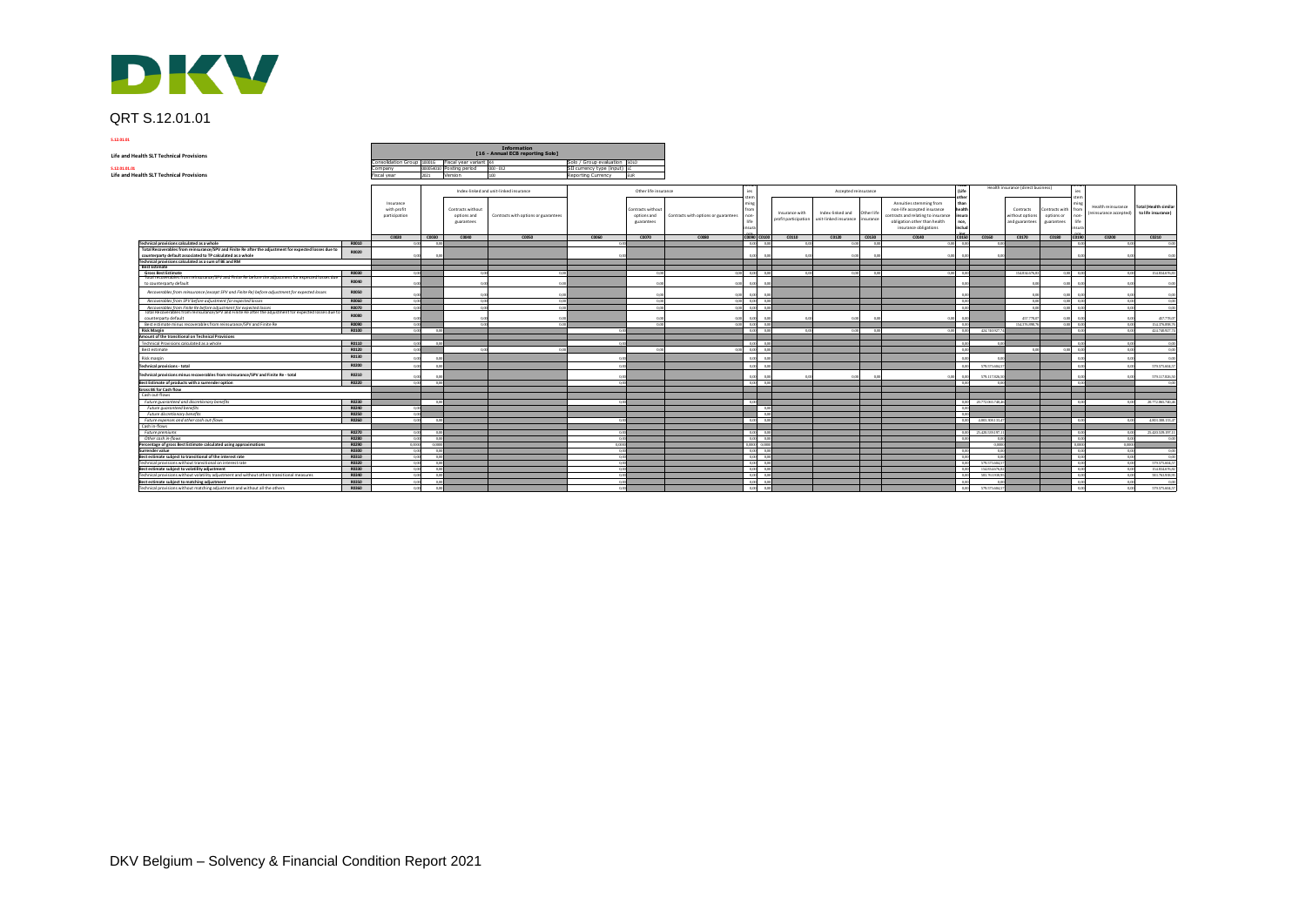# QRT S.12.01.01

S.12.01.01

**Life and Health SLT Technical Provisions**

S.12.01.01.01

**Life and Health SLT Technical Provisions**

| Information [16 - Annual ECB reporting Solo] | | | | | |
|---|---|---|---|---|---|
| Consolidation Group | 000016 | Fiscal year variant | K4 | Solo / Group evaluation | SOLO |
| Company | 0000140? | Posting period | 000 - 012 | SII currency type (input) | 1C |
| Fiscal year | 2021 | Version | 100 | Reporting Currency | EUR |

| | | Insurance with profit participation | | Index-linked and unit-linked insurance | | Other life insurance | | | Annuities stemming from non-life insurance contracts | Accepted reinsurance | | | | | (Life other than health insurance, includ...) | Health insurance (direct business) | | | Annuities stemming from non-life | Health reinsurance (reinsurance accepted) | Total (Health similar to life insurance) |
|---|---|---|---|---|---|---|---|---|---|---|---|---|---|---|---|---|---|---|---|---|---|
| | | | | Contracts without options and guarantees | Contracts with options or guarantees | | Contracts without options and guarantees | Contracts with options or guarantees | | | Insurance with profit participation | Index-linked and unit-linked insurance | Other life insurance | Annuities stemming from non-life accepted insurance contracts and relating to insurance obligation other than health insurance obligations | | | Contracts without options and guarantees | Contracts with options or guarantees | | | |
| | | C0020 | C0030 | C0040 | C0050 | C0060 | C0070 | C0080 | C0090 | C0100 | C0110 | C0120 | C0130 | C0140 | C0150 | C0160 | C0170 | C0180 | C0190 | C0200 | C0210 |
| Technical provisions calculated as a whole | R0010 | 0,00 | 0,00 | | | 0,00 | | | 0,00 | 0,00 | 0,00 | 0,00 | 0,00 | 0,00 | 0,00 | 0,00 | | | 0,00 | 0,00 | 0,00 |
| Total Recoverables from reinsurance/SPV and Finite Re after the adjustment for expected losses due to counterparty default associated to TP calculated as a whole | R0020 | 0,00 | 0,00 | | | 0,00 | | | 0,00 | 0,00 | 0,00 | 0,00 | 0,00 | 0,00 | 0,00 | 0,00 | | | 0,00 | 0,00 | 0,00 |
| Technical provisions calculated as a sum of BE and RM | | | | | | | | | | | | | | | | | | | | | |
| Best estimate | | | | | | | | | | | | | | | | | | | | | |
| Gross Best Estimate | R0030 | 0,00 | | 0,00 | 0,00 | | 0,00 | 0,00 | 0,00 | 0,00 | 0,00 | 0,00 | 0,00 | 0,00 | 0,00 | | 154.834.476,91 | 0,00 | 0,00 | 0,00 | 154.834.476,91 |
| Total recoverables from reinsurance/SPV and Finite Re before the adjustment for expected losses due to counterparty default | R0040 | 0,00 | | 0,00 | 0,00 | | 0,00 | 0,00 | 0,00 | 0,00 | | | | | 0,00 | | 0,00 | 0,00 | 0,00 | 0,00 | 0,00 |
| Recoverables from reinsurance (except SPV and Finite Re) before adjustment for expected losses | R0050 | 0,00 | | 0,00 | 0,00 | | 0,00 | 0,00 | 0,00 | 0,00 | | | | | 0,00 | | 0,00 | 0,00 | 0,00 | 0,00 | 0,00 |
| Recoverables from SPV before adjustment for expected losses | R0060 | 0,00 | | 0,00 | 0,00 | | 0,00 | 0,00 | 0,00 | 0,00 | | | | | 0,00 | | 0,00 | 0,00 | 0,00 | 0,00 | 0,00 |
| Recoverables from Finite Re before adjustment for expected losses | R0070 | 0,00 | | 0,00 | 0,00 | | 0,00 | 0,00 | 0,00 | 0,00 | | | | | 0,00 | | 0,00 | 0,00 | 0,00 | 0,00 | 0,00 |
| Total Recoverables from reinsurance/SPV and Finite Re after the adjustment for expected losses due to counterparty default | R0080 | 0,00 | | 0,00 | 0,00 | | 0,00 | 0,00 | 0,00 | 0,00 | 0,00 | 0,00 | 0,00 | 0,00 | 0,00 | | 457.778,07 | 0,00 | 0,00 | 0,00 | 457.778,07 |
| Best estimate minus recoverables from reinsurance/SPV and Finite Re | R0090 | 0,00 | | 0,00 | 0,00 | | 0,00 | 0,00 | 0,00 | 0,00 | | | | | 0,00 | | 154.376.698,76 | 0,00 | 0,00 | 0,00 | 154.376.698,76 |
| Risk Margin | R0100 | 0,00 | 0,00 | | | 0,00 | | | 0,00 | 0,00 | 0,00 | 0,00 | 0,00 | 0,00 | 0,00 | 424.740.927,73 | | | 0,00 | 0,00 | 424.740.927,73 |
| Amount of the transitional on Technical Provisions | | | | | | | | | | | | | | | | | | | | | |
| Technical Provisions calculated as a whole | R0110 | 0,00 | 0,00 | | | 0,00 | | | 0,00 | 0,00 | | | | | 0,00 | 0,00 | | | 0,00 | 0,00 | 0,00 |
| Best estimate | R0120 | 0,00 | | 0,00 | 0,00 | | 0,00 | 0,00 | 0,00 | 0,00 | | | | | 0,00 | | 0,00 | 0,00 | 0,00 | 0,00 | 0,00 |
| Risk margin | R0130 | 0,00 | 0,00 | | | 0,00 | | | 0,00 | 0,00 | | | | | 0,00 | 0,00 | | | 0,00 | 0,00 | 0,00 |
| Technical provisions - total | R0200 | 0,00 | 0,00 | | | 0,00 | | | 0,00 | 0,00 | | | | | 0,00 | 579.575.404,57 | | | 0,00 | 0,00 | 579.575.404,57 |
| Technical provisions minus recoverables from reinsurance/SPV and Finite Re - total | R0210 | 0,00 | 0,00 | | | 0,00 | | | 0,00 | 0,00 | 0,00 | 0,00 | 0,00 | 0,00 | 0,00 | 579.117.626,50 | | | 0,00 | 0,00 | 579.117.626,50 |
| Best Estimate of products with a surrender option | R0220 | 0,00 | 0,00 | | | 0,00 | | | 0,00 | 0,00 | | | | | 0,00 | 0,00 | | | 0,00 | | 0,00 |
| Gross BE for Cash flow | | | | | | | | | | | | | | | | | | | | | |
| Cash out-flows | | | | | | | | | | | | | | | | | | | | | |
| Future guaranteed and discretionary benefits | R0230 | | 0,00 | | | 0,00 | | | 0,00 | | | | | | 0,00 | 23.772.091.745,46 | | | 0,00 | 0,00 | 23.772.091.745,46 |
| Future guaranteed benefits | R0240 | 0,00 | | | | | | | | 0,00 | | | | | 0,00 | | | | | | |
| Future discretionary benefits | R0250 | 0,00 | | | | | | | | 0,00 | | | | | 0,00 | | | | | | |
| Future expenses and other cash out-flows | R0260 | 0,00 | 0,00 | | | 0,00 | | | 0,00 | 0,00 | | | | | 0,00 | 4.883.388.115,37 | | | 0,00 | 0,00 | 4.883.388.115,37 |
| Cash in-flows | | | | | | | | | | | | | | | | | | | | | |
| Future premiums | R0270 | 0,00 | 0,00 | | | 0,00 | | | 0,00 | 0,00 | | | | | 0,00 | 25.420.539.197,11 | | | 0,00 | 0,00 | 25.420.539.197,11 |
| Other cash in-flows | R0280 | 0,00 | 0,00 | | | 0,00 | | | 0,00 | 0,00 | | | | | 0,00 | 0,00 | | | 0,00 | 0,00 | 0,00 |
| Percentage of gross Best Estimate calculated using approximations | R0290 | 0,0000 | 0,0000 | | | 0,0000 | | | 0,0000 | 0,0000 | | | | | | 0,0000 | | | 0,0000 | 0,0000 | |
| Surrender value | R0300 | 0,00 | 0,00 | | | 0,00 | | | 0,00 | 0,00 | | | | | 0,00 | 0,00 | | | 0,00 | 0,00 | 0,00 |
| Best estimate subject to transitional of the interest rate | R0310 | 0,00 | 0,00 | | | 0,00 | | | 0,00 | 0,00 | | | | | 0,00 | 0,00 | | | 0,00 | 0,00 | 0,00 |
| Technical provisions without transitional on interest rate | R0320 | 0,00 | 0,00 | | | 0,00 | | | 0,00 | 0,00 | | | | | 0,00 | 579.575.404,57 | | | 0,00 | 0,00 | 579.575.404,57 |
| Best estimate subject to volatility adjustment | R0330 | 0,00 | 0,00 | | | 0,00 | | | 0,00 | 0,00 | | | | | 0,00 | 154.834.476,91 | | | 0,00 | 0,00 | 154.834.476,91 |
| Technical provisions without volatility adjustment and without others transitional measures | R0340 | 0,00 | 0,00 | | | 0,00 | | | 0,00 | 0,00 | | | | | 0,00 | 581.763.939,05 | | | 0,00 | 0,00 | 581.763.939,05 |
| Best estimate subject to matching adjustment | R0350 | 0,00 | 0,00 | | | 0,00 | | | 0,00 | 0,00 | | | | | 0,00 | 0,00 | | | 0,00 | 0,00 | 0,00 |
| Technical provisions without matching adjustment and without all the others | R0360 | 0,00 | 0,00 | | | 0,00 | | | 0,00 | 0,00 | | | | | 0,00 | 579.575.404,57 | | | 0,00 | 0,00 | 579.575.404,57 |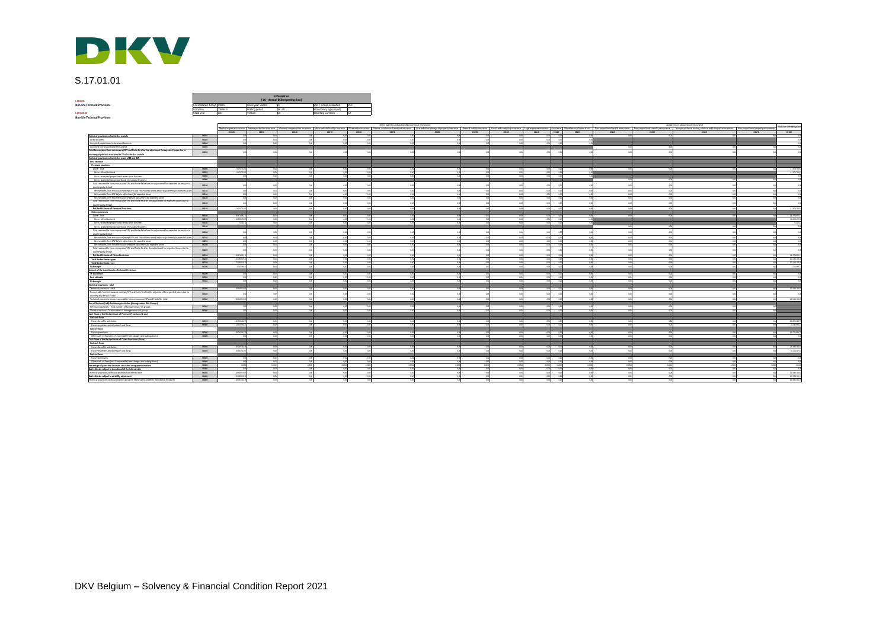# S.17.01.01

**S.17.01.01**
**Non-Life Technical Provisions**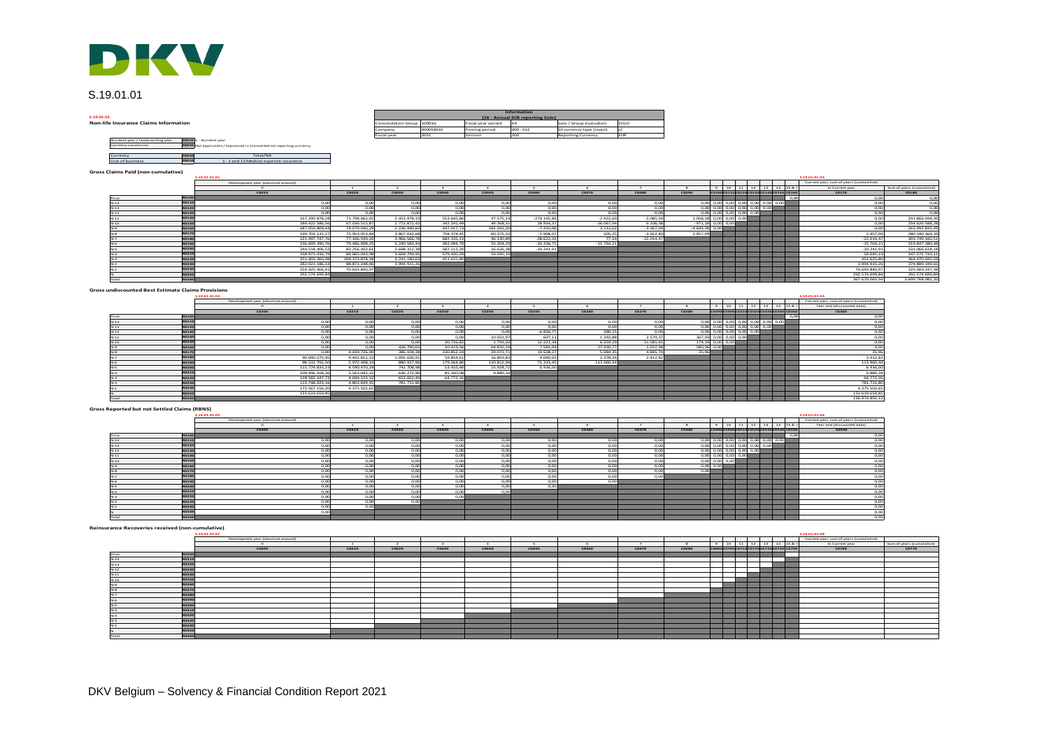# S.19.01.01

**S.19.01.01**
**Non-life Insurance Claims Information**

| Information | | | | | |
|---|---|---|---|---|---|
| [16 - Annual ECB reporting Solo] | | | | | |
| Consolidation Group | 10001G | Fiscal year variant | K4 | Solo / Group evaluation | SOLO |
| Company | 000054010 | Posting period | 000 - 012 | SII currency type (input) | LC |
| Fiscal year | 2021 | Version | 100 | Reporting Currency | EUR |

| | | |
|---|---|---|
| Accident year / Underwriting year | Z0020 | 1 - Accident year |
| Currency conversion | Z0040 | Not applicable / Expressed in (converted to) reporting currency |
| Currency | Z0030 | Total/NA |
| Line of business | Z0010 | 1 - 1 and 13 Medical expense insurance |

## Gross Claims Paid (non-cumulative)

S.19.01.01.01 / S.19.01.01.02

| | | Development year (absolute amount) | | | | | | | | | | | | | | | | Current year, sum of years (cumulative) | |
|---|---|---|---|---|---|---|---|---|---|---|---|---|---|---|---|---|---|---|---|
| | | 0 | 1 | 2 | 3 | 4 | 5 | 6 | 7 | 8 | 9 | 10 | 11 | 12 | 13 | 14 | 15 & + | In Current year | Sum of years (cumulative) |
| | | C0010 | C0020 | C0030 | C0040 | C0050 | C0060 | C0070 | C0080 | C0090 | C0100 | C0110 | C0120 | C0130 | C0140 | C0150 | C0160 | C0170 | C0180 |
| Prior | R0100 | | | | | | | | | | | | | | | | 0,00 | 0,00 | 0,00 |
| N-14 | R0110 | 0,00 | 0,00 | 0,00 | 0,00 | 0,00 | 0,00 | 0,00 | 0,00 | 0,00 | 0,00 | 0,00 | 0,00 | 0,00 | 0,00 | 0,00 | | 0,00 | 0,00 |
| N-13 | R0120 | 0,00 | 0,00 | 0,00 | 0,00 | 0,00 | 0,00 | 0,00 | 0,00 | 0,00 | 0,00 | 0,00 | 0,00 | 0,00 | 0,00 | | | 0,00 | 0,00 |
| N-12 | R0130 | 0,00 | 0,00 | 0,00 | 0,00 | 0,00 | 0,00 | 0,00 | 0,00 | 0,00 | 0,00 | 0,00 | 0,00 | 0,00 | | | | 0,00 | 0,00 |
| N-11 | R0140 | 167.290.878,28 | 71.798.062,65 | 2.453.978,53 | 553.645,86 | 47.575,14 | -274.145,86 | -2.922,69 | -2.085,59 | 1.058,18 | 0,00 | 0,00 | 0,00 | | | | | 0,00 | 241.866.044,30 |
| N-10 | R0150 | 184.422.586,56 | 67.036.515,87 | 2.772.872,62 | 342.241,49 | 44.368,31 | 28.938,37 | -26.067,94 | 6.108,38 | -971,18 | 0,00 | 0,00 | | | | | | 0,00 | 254.626.588,28 |
| N-9 | R0160 | 187.059.809,44 | 74.079.040,29 | 2.236.940,69 | 447.017,73 | 182.341,20 | -7.415,06 | 3.112,62 | -3.367,04 | -4.644,48 | 0,00 | | | | | | | 0,00 | 263.992.835,49 |
| N-8 | R0170 | 199.703.131,27 | 75.953.913,84 | 3.867.037,68 | 758.374,41 | 60.375,32 | -1.998,37 | 505,25 | -3.922,40 | 2.957,09 | | | | | | | | 2.957,09 | 280.340.369,39 |
| N-7 | R0180 | 221.997.747,76 | 77.106.909,20 | 3.966.566,78 | 682.335,13 | 46.130,89 | -38.622,32 | 77,54 | -22.014,47 | | | | | | | | | -22.014,47 | 303.789.160,51 |
| N-6 | R0190 | 236.909.390,76 | 79.486.908,29 | 3.240.583,64 | 692.094,70 | 55.304,29 | -20.236,75 | -15.764,21 | | | | | | | | | | -15.764,21 | 319.847.380,48 |
| N-5 | R0200 | 244.518.406,52 | 83.256.402,61 | 2.688.312,38 | 587.512,20 | 16.626,38 | -10.241,91 | | | | | | | | | | | -10.241,91 | 331.066.618,18 |
| N-4 | R0210 | 258.971.433,79 | 84.065.043,98 | 3.609.799,95 | 579.420,20 | 50.045,19 | | | | | | | | | | | | 50.045,19 | 347.275.743,11 |
| N-3 | R0220 | 251.403.360,98 | 109.373.878,18 | 3.241.180,63 | 451.625,80 | | | | | | | | | | | | | 451.625,80 | 364.470.045,59 |
| N-2 | R0230 | 282.021.186,33 | 88.873.248,06 | 3.994.915,26 | | | | | | | | | | | | | | 3.994.915,26 | 374.889.349,65 |
| N-1 | R0240 | 254.425.406,41 | 70.643.840,97 | | | | | | | | | | | | | | | 70.643.840,97 | 325.069.247,38 |
| N | R0250 | 292.574.699,84 | | | | | | | | | | | | | | | | 292.574.699,84 | 292.574.699,84 |
| Total | R0260 | | | | | | | | | | | | | | | | | 367.670.063,56 | 3.699.768.082,28 |

## Gross undiscounted Best Estimate Claims Provisions

S.19.01.01.03 / S.19.01.01.04

| | | Development year (absolute amount) | | | | | | | | | | | | | | | | Current year, sum of years (cumulative) |
|---|---|---|---|---|---|---|---|---|---|---|---|---|---|---|---|---|---|---|
| | | 0 | 1 | 2 | 3 | 4 | 5 | 6 | 7 | 8 | 9 | 10 | 11 | 12 | 13 | 14 | 15 & + | Year end (discounted data) |
| | | C0200 | C0210 | C0220 | C0230 | C0240 | C0250 | C0260 | C0270 | C0280 | C0290 | C0300 | C0310 | C0320 | C0330 | C0340 | C0350 | C0360 |
| Prior | R0100 | | | | | | | | | | | | | | | | 0,00 | 0,00 |
| N-14 | R0110 | 0,00 | 0,00 | 0,00 | 0,00 | 0,00 | 0,00 | 0,00 | 0,00 | 0,00 | 0,00 | 0,00 | 0,00 | 0,00 | 0,00 | 0,00 | | 0,00 |
| N-13 | R0120 | 0,00 | 0,00 | 0,00 | 0,00 | 0,00 | 0,00 | 0,00 | 0,00 | 0,00 | 0,00 | 0,00 | 0,00 | 0,00 | 0,00 | | | 0,00 |
| N-12 | R0130 | 0,00 | 0,00 | 0,00 | 0,00 | 0,00 | -6.836,77 | 280,15 | 0,00 | 0,00 | 0,00 | 0,00 | 0,00 | 0,00 | | | | 0,00 |
| N-11 | R0140 | 0,00 | 0,00 | 0,00 | 0,00 | 10.031,97 | 607,11 | 1.292,88 | 2.579,37 | 367,93 | 0,00 | 0,00 | 0,00 | | | | | 0,00 |
| N-10 | R0150 | 0,00 | 0,00 | 0,00 | 30.726,82 | 1.793,02 | 12.221,34 | 6.259,29 | 11.581,41 | 174,19 | 0,00 | 0,00 | | | | | | 0,00 |
| N-9 | R0160 | 0,00 | 0,00 | 426.790,65 | 10.619,56 | 64.832,19 | 7.581,04 | 27.930,77 | 1.037,38 | 580,96 | 0,00 | | | | | | | 0,00 |
| N-8 | R0170 | 0,00 | 4.439.726,90 | 386.104,38 | 230.852,24 | 29.071,73 | 19.508,27 | 5.084,35 | 4.845,74 | 35,96 | | | | | | | | 35,96 |
| N-7 | R0180 | 99.090.275,95 | 4.442.812,23 | 1.092.026,91 | 59.854,61 | 16.801,83 | 4.040,03 | 2.378,34 | 2.412,82 | | | | | | | | | 2.412,82 |
| N-6 | R0190 | 98.532.792,50 | 5.972.408,16 | 880.927,96 | 179.264,80 | 110.812,98 | 71.233,45 | 113.960,44 | | | | | | | | | | 113.960,44 |
| N-5 | R0200 | 115.774.833,23 | 4.590.670,28 | 741.708,98 | 53.633,80 | 15.928,72 | 6.936,00 | | | | | | | | | | | 6.936,00 |
| N-4 | R0210 | 109.496.419,26 | 5.563.042,32 | 636.272,90 | 85.160,08 | 9.880,34 | | | | | | | | | | | | 9.880,34 |
| N-3 | R0220 | 128.582.347,72 | 4.694.123,12 | 653.062,49 | 64.772,26 | | | | | | | | | | | | | 64.772,26 |
| N-2 | R0230 | 115.748.023,16 | 4.803.839,95 | 781.731,80 | | | | | | | | | | | | | | 781.731,80 |
| N-1 | R0240 | 172.567.156,20 | 4.375.502,65 | | | | | | | | | | | | | | | 4.375.502,65 |
| N | R0250 | 131.619.659,85 | | | | | | | | | | | | | | | | 131.619.659,85 |
| Total | R0260 | | | | | | | | | | | | | | | | | 136.974.892,12 |

## Gross Reported but not Settled Claims (RBNS)

S.19.01.01.05 / S.19.01.01.06

| | | Development year (absolute amount) | | | | | | | | | | | | | | | | Current year, sum of years (cumulative) |
|---|---|---|---|---|---|---|---|---|---|---|---|---|---|---|---|---|---|---|
| | | 0 | 1 | 2 | 3 | 4 | 5 | 6 | 7 | 8 | 9 | 10 | 11 | 12 | 13 | 14 | 15 & + | Year end (discounted data) |
| | | C0400 | C0410 | C0420 | C0430 | C0440 | C0450 | C0460 | C0470 | C0480 | C0490 | C0500 | C0510 | C0520 | C0530 | C0540 | C0550 | C0560 |
| Prior | R0100 | | | | | | | | | | | | | | | | 0,00 | 0,00 |
| N-14 | R0110 | 0,00 | 0,00 | 0,00 | 0,00 | 0,00 | 0,00 | 0,00 | 0,00 | 0,00 | 0,00 | 0,00 | 0,00 | 0,00 | 0,00 | 0,00 | | 0,00 |
| N-13 | R0120 | 0,00 | 0,00 | 0,00 | 0,00 | 0,00 | 0,00 | 0,00 | 0,00 | 0,00 | 0,00 | 0,00 | 0,00 | 0,00 | 0,00 | | | 0,00 |
| N-12 | R0130 | 0,00 | 0,00 | 0,00 | 0,00 | 0,00 | 0,00 | 0,00 | 0,00 | 0,00 | 0,00 | 0,00 | 0,00 | 0,00 | | | | 0,00 |
| N-11 | R0140 | 0,00 | 0,00 | 0,00 | 0,00 | 0,00 | 0,00 | 0,00 | 0,00 | 0,00 | 0,00 | 0,00 | 0,00 | | | | | 0,00 |
| N-10 | R0150 | 0,00 | 0,00 | 0,00 | 0,00 | 0,00 | 0,00 | 0,00 | 0,00 | 0,00 | 0,00 | 0,00 | | | | | | 0,00 |
| N-9 | R0160 | 0,00 | 0,00 | 0,00 | 0,00 | 0,00 | 0,00 | 0,00 | 0,00 | 0,00 | 0,00 | | | | | | | 0,00 |
| N-8 | R0170 | 0,00 | 0,00 | 0,00 | 0,00 | 0,00 | 0,00 | 0,00 | 0,00 | 0,00 | | | | | | | | 0,00 |
| N-7 | R0180 | 0,00 | 0,00 | 0,00 | 0,00 | 0,00 | 0,00 | 0,00 | 0,00 | | | | | | | | | 0,00 |
| N-6 | R0190 | 0,00 | 0,00 | 0,00 | 0,00 | 0,00 | 0,00 | 0,00 | | | | | | | | | | 0,00 |
| N-5 | R0200 | 0,00 | 0,00 | 0,00 | 0,00 | 0,00 | 0,00 | | | | | | | | | | | 0,00 |
| N-4 | R0210 | 0,00 | 0,00 | 0,00 | 0,00 | 0,00 | | | | | | | | | | | | 0,00 |
| N-3 | R0220 | 0,00 | 0,00 | 0,00 | 0,00 | | | | | | | | | | | | | 0,00 |
| N-2 | R0230 | 0,00 | 0,00 | 0,00 | | | | | | | | | | | | | | 0,00 |
| N-1 | R0240 | 0,00 | 0,00 | | | | | | | | | | | | | | | 0,00 |
| N | R0250 | 0,00 | | | | | | | | | | | | | | | | 0,00 |
| Total | R0260 | | | | | | | | | | | | | | | | | 0,00 |

## Reinsurance Recoveries received (non-cumulative)

S.19.01.01.07 / S.19.01.01.08

| | | Development year (absolute amount) | | | | | | | | | | | | | | | | Current year, sum of years (cumulative) | |
|---|---|---|---|---|---|---|---|---|---|---|---|---|---|---|---|---|---|---|---|
| | | 0 | 1 | 2 | 3 | 4 | 5 | 6 | 7 | 8 | 9 | 10 | 11 | 12 | 13 | 14 | 15 & + | In Current year | Sum of years (cumulative) |
| | | C0600 | C0610 | C0620 | C0630 | C0640 | C0650 | C0660 | C0670 | C0680 | C0690 | C0700 | C0710 | C0720 | C0730 | C0740 | C0750 | C0760 | C0770 |
| Prior | R0300 | | | | | | | | | | | | | | | | | | |
| N-14 | R0310 | | | | | | | | | | | | | | | | | | |
| N-13 | R0320 | | | | | | | | | | | | | | | | | | |
| N-12 | R0330 | | | | | | | | | | | | | | | | | | |
| N-11 | R0340 | | | | | | | | | | | | | | | | | | |
| N-10 | R0350 | | | | | | | | | | | | | | | | | | |
| N-9 | R0360 | | | | | | | | | | | | | | | | | | |
| N-8 | R0370 | | | | | | | | | | | | | | | | | | |
| N-7 | R0380 | | | | | | | | | | | | | | | | | | |
| N-6 | R0390 | | | | | | | | | | | | | | | | | | |
| N-5 | R0400 | | | | | | | | | | | | | | | | | | |
| N-4 | R0410 | | | | | | | | | | | | | | | | | | |
| N-3 | R0420 | | | | | | | | | | | | | | | | | | |
| N-2 | R0430 | | | | | | | | | | | | | | | | | | |
| N-1 | R0440 | | | | | | | | | | | | | | | | | | |
| N | R0450 | | | | | | | | | | | | | | | | | | |
| Total | R0460 | | | | | | | | | | | | | | | | | | |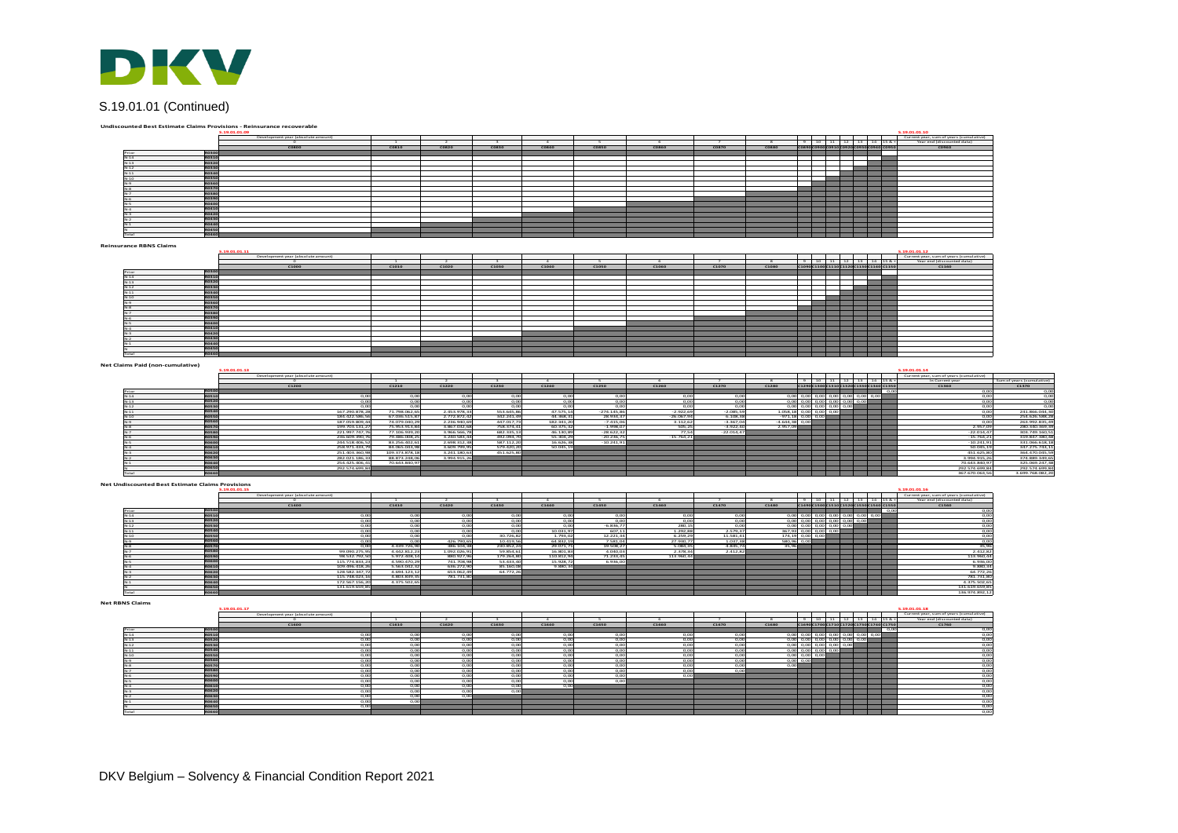# S.19.01.01 (Continued)

### Undiscounted Best Estimate Claims Provisions - Reinsurance recoverable

S.19.01.01.09 / S.19.01.01.10

| | | Development year (absolute amount) 0 | 1 | 2 | 3 | 4 | 5 | 6 | 7 | 8 | 9 | 10 | 11 | 12 | 13 | 14 | 15 & + | Current year, sum of years (cumulative) Year end (discounted data) |
|---|---|---|---|---|---|---|---|---|---|---|---|---|---|---|---|---|---|---|
| | | C0800 | C0810 | C0820 | C0830 | C0840 | C0850 | C0860 | C0870 | C0880 | C0890 | C0900 | C0910 | C0920 | C0930 | C0940 | C0950 | C0960 |
| Prior | R0500 | | | | | | | | | | | | | | | | | |
| N-14 | R0510 | | | | | | | | | | | | | | | | | |
| N-13 | R0520 | | | | | | | | | | | | | | | | | |
| N-12 | R0530 | | | | | | | | | | | | | | | | | |
| N-11 | R0540 | | | | | | | | | | | | | | | | | |
| N-10 | R0550 | | | | | | | | | | | | | | | | | |
| N-9 | R0560 | | | | | | | | | | | | | | | | | |
| N-8 | R0570 | | | | | | | | | | | | | | | | | |
| N-7 | R0580 | | | | | | | | | | | | | | | | | |
| N-6 | R0590 | | | | | | | | | | | | | | | | | |
| N-5 | R0600 | | | | | | | | | | | | | | | | | |
| N-4 | R0610 | | | | | | | | | | | | | | | | | |
| N-3 | R0620 | | | | | | | | | | | | | | | | | |
| N-2 | R0630 | | | | | | | | | | | | | | | | | |
| N-1 | R0640 | | | | | | | | | | | | | | | | | |
| N | R0650 | | | | | | | | | | | | | | | | | |
| Total | R0660 | | | | | | | | | | | | | | | | | |

### Reinsurance RBNS Claims

S.19.01.01.11 / S.19.01.01.12

| | | Development year (absolute amount) 0 | 1 | 2 | 3 | 4 | 5 | 6 | 7 | 8 | 9 | 10 | 11 | 12 | 13 | 14 | 15 & + | Current year, sum of years (cumulative) Year end (discounted data) |
|---|---|---|---|---|---|---|---|---|---|---|---|---|---|---|---|---|---|---|
| | | C1000 | C1010 | C1020 | C1030 | C1040 | C1050 | C1060 | C1070 | C1080 | C1090 | C1100 | C1110 | C1120 | C1130 | C1140 | C1150 | C1160 |
| Prior | R0500 | | | | | | | | | | | | | | | | | |
| N-14 | R0510 | | | | | | | | | | | | | | | | | |
| N-13 | R0520 | | | | | | | | | | | | | | | | | |
| N-12 | R0530 | | | | | | | | | | | | | | | | | |
| N-11 | R0540 | | | | | | | | | | | | | | | | | |
| N-10 | R0550 | | | | | | | | | | | | | | | | | |
| N-9 | R0560 | | | | | | | | | | | | | | | | | |
| N-8 | R0570 | | | | | | | | | | | | | | | | | |
| N-7 | R0580 | | | | | | | | | | | | | | | | | |
| N-6 | R0590 | | | | | | | | | | | | | | | | | |
| N-5 | R0600 | | | | | | | | | | | | | | | | | |
| N-4 | R0610 | | | | | | | | | | | | | | | | | |
| N-3 | R0620 | | | | | | | | | | | | | | | | | |
| N-2 | R0630 | | | | | | | | | | | | | | | | | |
| N-1 | R0640 | | | | | | | | | | | | | | | | | |
| N | R0650 | | | | | | | | | | | | | | | | | |
| Total | R0660 | | | | | | | | | | | | | | | | | |

### Net Claims Paid (non-cumulative)

S.19.01.01.13 / S.19.01.01.14

| | | Development year (absolute amount) 0 | 1 | 2 | 3 | 4 | 5 | 6 | 7 | 8 | 9 | 10 | 11 | 12 | 13 | 14 | 15 & + | In Current year | Sum of years (cumulative) |
|---|---|---|---|---|---|---|---|---|---|---|---|---|---|---|---|---|---|---|---|
| | | C1200 | C1210 | C1220 | C1230 | C1240 | C1250 | C1260 | C1270 | C1280 | C1290 | C1300 | C1310 | C1320 | C1330 | C1340 | C1350 | C1360 | C1370 |
| Prior | R0500 | | | | | | | | | | | | | | | | 0,00 | 0,00 | 0,00 |
| N-14 | R0510 | 0,00 | 0,00 | 0,00 | 0,00 | 0,00 | 0,00 | 0,00 | 0,00 | 0,00 | 0,00 | 0,00 | 0,00 | 0,00 | 0,00 | 0,00 | | 0,00 | 0,00 |
| N-13 | R0520 | 0,00 | 0,00 | 0,00 | 0,00 | 0,00 | 0,00 | 0,00 | 0,00 | 0,00 | 0,00 | 0,00 | 0,00 | 0,00 | 0,00 | | | 0,00 | 0,00 |
| N-12 | R0530 | 0,00 | 0,00 | 0,00 | 0,00 | 0,00 | 0,00 | 0,00 | 0,00 | 0,00 | 0,00 | 0,00 | 0,00 | 0,00 | | | | 0,00 | 0,00 |
| N-11 | R0540 | 167.290.878,28 | 71.798.062,66 | 2.053.978,33 | 553.605,86 | 47.575,14 | -276.145,86 | -2.922,69 | -2.085,59 | 1.058,18 | 0,00 | 0,00 | 0,00 | | | | | 0,00 | 241.866.084,48 |
| N-10 | R0550 | 186.422.586,56 | 67.089.515,87 | 2.772.872,52 | 562.231,09 | 44.368,31 | 28.958,37 | 26.587,90 | 8.108,38 | -971,18 | 0,00 | 0,00 | | | | | | 0,00 | 256.826.588,29 |
| N-9 | R0560 | 187.059.809,44 | 74.079.080,29 | 2.236.960,68 | 447.017,73 | 182.341,20 | -7.615,06 | 3.112,62 | -4.367,04 | -4.646,38 | 0,00 | | | | | | | 0,00 | 263.992.835,89 |
| N-8 | R0570 | 198.703.111,27 | 75.953.911,60 | 5.867.032,68 | 758.374,61 | 60.375,32 | -1.998,07 | 506,25 | -4.922,40 | 2.957,09 | | | | | | | | 2.957,09 | 280.330.368,39 |
| N-7 | R0580 | 221.997.787,76 | 77.106.909,20 | 3.966.566,78 | 682.335,13 | 46.130,99 | -28.622,92 | 77,56 | -22.014,47 | | | | | | | | | -22.014,47 | 303.749.160,51 |
| N-6 | R0590 | 236.609.995,76 | 79.480.008,25 | 3.230.585,04 | 692.094,70 | 55.304,29 | -20.236,75 | 15.760,21 | | | | | | | | | | 15.760,21 | 319.837.586,48 |
| N-5 | R0600 | 244.518.806,52 | 83.256.802,61 | 2.698.412,08 | 587.112,20 | 16.626,88 | -10.241,91 | | | | | | | | | | | -10.241,91 | 331.066.618,18 |
| N-4 | R0610 | 258.971.533,79 | 84.065.503,98 | 3.609.796,80 | 579.420,20 | 50.085,19 | | | | | | | | | | | | 50.085,19 | 347.275.734,11 |
| N-3 | R0620 | 251.403.960,98 | 109.573.878,18 | 3.241.180,63 | 451.625,80 | | | | | | | | | | | | | 451.625,80 | 364.670.045,59 |
| N-2 | R0630 | 282.021.185,33 | 88.873.238,08 | 3.994.915,26 | | | | | | | | | | | | | | 3.994.915,26 | 374.889.339,60 |
| N-1 | R0640 | 254.625.406,41 | 70.643.840,97 | | | | | | | | | | | | | | | 70.643.840,97 | 325.269.247,38 |
| N | R0650 | 292.576.699,84 | | | | | | | | | | | | | | | | 292.576.699,84 | 292.576.699,84 |
| Total | R0660 | | | | | | | | | | | | | | | | | 367.670.063,56 | 3.699.768.082,20 |

### Net Undiscounted Best Estimate Claims Provisions

S.19.01.01.15 / S.19.01.01.16

| | | Development year (absolute amount) 0 | 1 | 2 | 3 | 4 | 5 | 6 | 7 | 8 | 9 | 10 | 11 | 12 | 13 | 14 | 15 & + | Current year, sum of years (cumulative) Year end (discounted data) |
|---|---|---|---|---|---|---|---|---|---|---|---|---|---|---|---|---|---|---|
| | | C1400 | C1410 | C1420 | C1430 | C1440 | C1450 | C1460 | C1470 | C1480 | C1490 | C1500 | C1510 | C1520 | C1530 | C1540 | C1550 | C1560 |
| Prior | R0500 | | | | | | | | | | | | | | | | 0,00 | 0,00 |
| N-14 | R0510 | 0,00 | 0,00 | 0,00 | 0,00 | 0,00 | 0,00 | 0,00 | 0,00 | 0,00 | 0,00 | 0,00 | 0,00 | 0,00 | 0,00 | 0,00 | | 0,00 |
| N-13 | R0520 | 0,00 | 0,00 | 0,00 | 0,00 | 0,00 | 0,00 | 0,00 | 0,00 | 0,00 | 0,00 | 0,00 | 0,00 | 0,00 | 0,00 | | | 0,00 |
| N-12 | R0530 | 0,00 | 0,00 | 0,00 | 0,00 | 0,00 | -6.836,77 | 280,15 | 0,00 | 0,00 | 0,00 | 0,00 | 0,00 | 0,00 | | | | 0,00 |
| N-11 | R0540 | 0,00 | 0,00 | 0,00 | 0,00 | 10.031,97 | 607,11 | 1.292,88 | 2.579,37 | 867,93 | 0,00 | 0,00 | 0,00 | | | | | 0,00 |
| N-10 | R0550 | 0,00 | 0,00 | 0,00 | 30.726,82 | 1.795,02 | 12.221,34 | 6.209,29 | 11.581,41 | 174,19 | 0,00 | 0,00 | | | | | | 0,00 |
| N-9 | R0560 | 0,00 | 0,00 | 426.790,65 | 10.619,56 | 64.832,10 | 7.581,04 | 27.690,77 | 1.037,38 | 580,96 | 0,00 | | | | | | | 0,00 |
| N-8 | R0570 | 0,00 | 4.839.726,98 | 880.104,08 | 290.852,29 | 29.071,74 | 18.508,27 | 5.080,35 | 4.849,73 | 35,76 | | | | | | | | 35,76 |
| N-7 | R0580 | 99.090.275,95 | 4.442.812,23 | 1.092.026,91 | 59.854,61 | 16.801,80 | 6.040,03 | 2.378,36 | 2.412,82 | | | | | | | | | 2.412,82 |
| N-6 | R0590 | 98.532.792,50 | 5.972.508,15 | 880.927,96 | 179.264,80 | 110.912,99 | 71.234,65 | 113.960,03 | | | | | | | | | | 113.960,03 |
| N-5 | R0600 | 115.774.833,20 | 4.580.670,29 | 741.708,98 | 53.633,60 | 15.928,72 | 6.936,00 | | | | | | | | | | | 6.936,00 |
| N-4 | R0610 | 109.395.518,35 | 5.163.052,52 | 636.272,90 | 85.160,08 | 9.881,91 | | | | | | | | | | | | 9.881,91 |
| N-3 | R0620 | 128.582.347,72 | 4.894.123,12 | 853.062,09 | 64.772,26 | | | | | | | | | | | | | 64.772,26 |
| N-2 | R0630 | 115.758.023,56 | 4.803.695,51 | 781.711,30 | | | | | | | | | | | | | | 781.711,30 |
| N-1 | R0640 | 172.567.156,20 | 4.375.502,65 | | | | | | | | | | | | | | | 4.375.502,65 |
| N | R0650 | 131.619.659,85 | | | | | | | | | | | | | | | | 131.619.659,85 |
| Total | R0660 | | | | | | | | | | | | | | | | | 136.970.892,12 |

### Net RBNS Claims

S.19.01.01.17 / S.19.01.01.18

| | | Development year (absolute amount) 0 | 1 | 2 | 3 | 4 | 5 | 6 | 7 | 8 | 9 | 10 | 11 | 12 | 13 | 14 | 15 & + | Current year, sum of years (cumulative) Year end (discounted data) |
|---|---|---|---|---|---|---|---|---|---|---|---|---|---|---|---|---|---|---|
| | | C1600 | C1610 | C1620 | C1630 | C1640 | C1650 | C1660 | C1670 | C1680 | C1690 | C1700 | C1710 | C1720 | C1730 | C1740 | C1750 | C1760 |
| Prior | R0500 | | | | | | | | | | | | | | | | 0,00 | 0,00 |
| N-14 | R0510 | 0,00 | 0,00 | 0,00 | 0,00 | 0,00 | 0,00 | 0,00 | 0,00 | 0,00 | 0,00 | 0,00 | 0,00 | 0,00 | 0,00 | 0,00 | | 0,00 |
| N-13 | R0520 | 0,00 | 0,00 | 0,00 | 0,00 | 0,00 | 0,00 | 0,00 | 0,00 | 0,00 | 0,00 | 0,00 | 0,00 | 0,00 | 0,00 | | | 0,00 |
| N-12 | R0530 | 0,00 | 0,00 | 0,00 | 0,00 | 0,00 | 0,00 | 0,00 | 0,00 | 0,00 | 0,00 | 0,00 | 0,00 | 0,00 | | | | 0,00 |
| N-11 | R0540 | 0,00 | 0,00 | 0,00 | 0,00 | 0,00 | 0,00 | 0,00 | 0,00 | 0,00 | 0,00 | 0,00 | 0,00 | | | | | 0,00 |
| N-10 | R0550 | 0,00 | 0,00 | 0,00 | 0,00 | 0,00 | 0,00 | 0,00 | 0,00 | 0,00 | 0,00 | 0,00 | | | | | | 0,00 |
| N-9 | R0560 | 0,00 | 0,00 | 0,00 | 0,00 | 0,00 | 0,00 | 0,00 | 0,00 | 0,00 | 0,00 | | | | | | | 0,00 |
| N-8 | R0570 | 0,00 | 0,00 | 0,00 | 0,00 | 0,00 | 0,00 | 0,00 | 0,00 | 0,00 | | | | | | | | 0,00 |
| N-7 | R0580 | 0,00 | 0,00 | 0,00 | 0,00 | 0,00 | 0,00 | 0,00 | 0,00 | | | | | | | | | 0,00 |
| N-6 | R0590 | 0,00 | 0,00 | 0,00 | 0,00 | 0,00 | 0,00 | 0,00 | | | | | | | | | | 0,00 |
| N-5 | R0600 | 0,00 | 0,00 | 0,00 | 0,00 | 0,00 | 0,00 | | | | | | | | | | | 0,00 |
| N-4 | R0610 | 0,00 | 0,00 | 0,00 | 0,00 | 0,00 | | | | | | | | | | | | 0,00 |
| N-3 | R0620 | 0,00 | 0,00 | 0,00 | 0,00 | | | | | | | | | | | | | 0,00 |
| N-2 | R0630 | 0,00 | 0,00 | 0,00 | | | | | | | | | | | | | | 0,00 |
| N-1 | R0640 | 0,00 | 0,00 | | | | | | | | | | | | | | | 0,00 |
| N | R0650 | 0,00 | | | | | | | | | | | | | | | | 0,00 |
| Total | R0660 | | | | | | | | | | | | | | | | | 0,00 |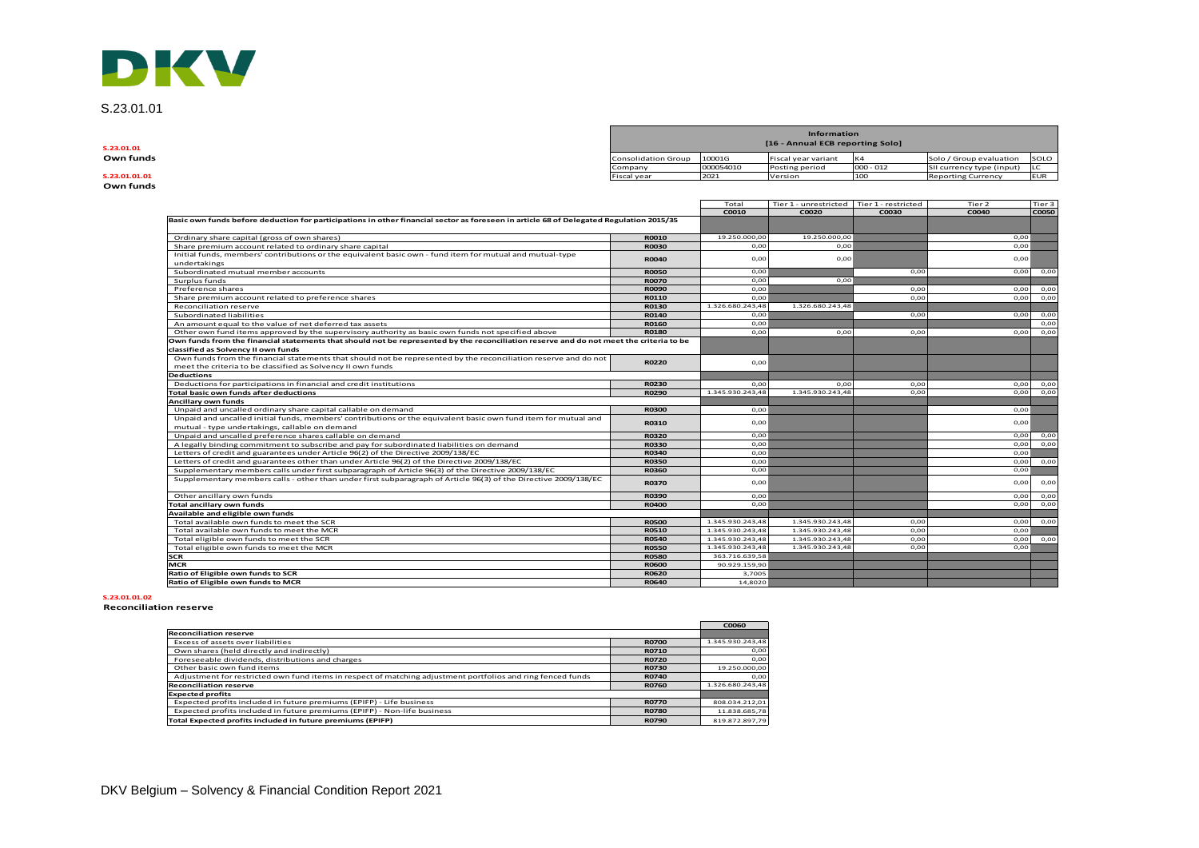# S.23.01.01

**S.23.01.01**
**Own funds**

| Information [16 - Annual ECB reporting Solo] | | | | | |
|---|---|---|---|---|---|
| Consolidation Group | 10001G | Fiscal year variant | K4 | Solo / Group evaluation | SOLO |
| Company | 000054010 | Posting period | 000 - 012 | SII currency type (input) | LC |
| Fiscal year | 2021 | Version | 100 | Reporting Currency | EUR |

**S.23.01.01.01**
**Own funds**

| | | Total | Tier 1 - unrestricted | Tier 1 - restricted | Tier 2 | Tier 3 |
|---|---|---|---|---|---|---|
| | | C0010 | C0020 | C0030 | C0040 | C0050 |
| **Basic own funds before deduction for participations in other financial sector as foreseen in article 68 of Delegated Regulation 2015/35** | | | | | | |
| Ordinary share capital (gross of own shares) | R0010 | 19.250.000,00 | 19.250.000,00 | | 0,00 | |
| Share premium account related to ordinary share capital | R0030 | 0,00 | 0,00 | | 0,00 | |
| Initial funds, members' contributions or the equivalent basic own - fund item for mutual and mutual-type undertakings | R0040 | 0,00 | 0,00 | | 0,00 | |
| Subordinated mutual member accounts | R0050 | 0,00 | | 0,00 | 0,00 | 0,00 |
| Surplus funds | R0070 | 0,00 | 0,00 | | | |
| Preference shares | R0090 | 0,00 | | 0,00 | 0,00 | 0,00 |
| Share premium account related to preference shares | R0110 | 0,00 | | 0,00 | 0,00 | 0,00 |
| Reconciliation reserve | R0130 | 1.326.680.243,48 | 1.326.680.243,48 | | | |
| Subordinated liabilities | R0140 | 0,00 | | 0,00 | 0,00 | 0,00 |
| An amount equal to the value of net deferred tax assets | R0160 | 0,00 | | | | 0,00 |
| Other own fund items approved by the supervisory authority as basic own funds not specified above | R0180 | 0,00 | 0,00 | 0,00 | 0,00 | 0,00 |
| **Own funds from the financial statements that should not be represented by the reconciliation reserve and do not meet the criteria to be classified as Solvency II own funds** | | | | | | |
| Own funds from the financial statements that should not be represented by the reconciliation reserve and do not meet the criteria to be classified as Solvency II own funds | R0220 | 0,00 | | | | |
| **Deductions** | | | | | | |
| Deductions for participations in financial and credit institutions | R0230 | 0,00 | 0,00 | 0,00 | 0,00 | 0,00 |
| **Total basic own funds after deductions** | R0290 | 1.345.930.243,48 | 1.345.930.243,48 | 0,00 | 0,00 | 0,00 |
| **Ancillary own funds** | | | | | | |
| Unpaid and uncalled ordinary share capital callable on demand | R0300 | 0,00 | | | 0,00 | |
| Unpaid and uncalled initial funds, members' contributions or the equivalent basic own fund item for mutual and mutual - type undertakings, callable on demand | R0310 | 0,00 | | | 0,00 | |
| Unpaid and uncalled preference shares callable on demand | R0320 | 0,00 | | | 0,00 | 0,00 |
| A legally binding commitment to subscribe and pay for subordinated liabilities on demand | R0330 | 0,00 | | | 0,00 | 0,00 |
| Letters of credit and guarantees under Article 96(2) of the Directive 2009/138/EC | R0340 | 0,00 | | | 0,00 | |
| Letters of credit and guarantees other than under Article 96(2) of the Directive 2009/138/EC | R0350 | 0,00 | | | 0,00 | 0,00 |
| Supplementary members calls under first subparagraph of Article 96(3) of the Directive 2009/138/EC | R0360 | 0,00 | | | 0,00 | |
| Supplementary members calls - other than under first subparagraph of Article 96(3) of the Directive 2009/138/EC | R0370 | 0,00 | | | 0,00 | 0,00 |
| Other ancillary own funds | R0390 | 0,00 | | | 0,00 | 0,00 |
| **Total ancillary own funds** | R0400 | 0,00 | | | 0,00 | 0,00 |
| **Available and eligible own funds** | | | | | | |
| Total available own funds to meet the SCR | R0500 | 1.345.930.243,48 | 1.345.930.243,48 | 0,00 | 0,00 | 0,00 |
| Total available own funds to meet the MCR | R0510 | 1.345.930.243,48 | 1.345.930.243,48 | 0,00 | 0,00 | |
| Total eligible own funds to meet the SCR | R0540 | 1.345.930.243,48 | 1.345.930.243,48 | 0,00 | 0,00 | 0,00 |
| Total eligible own funds to meet the MCR | R0550 | 1.345.930.243,48 | 1.345.930.243,48 | 0,00 | 0,00 | |
| **SCR** | R0580 | 363.716.639,58 | | | | |
| **MCR** | R0600 | 90.929.159,90 | | | | |
| **Ratio of Eligible own funds to SCR** | R0620 | 3,7005 | | | | |
| **Ratio of Eligible own funds to MCR** | R0640 | 14,8020 | | | | |

**S.23.01.01.02**
**Reconciliation reserve**

| | | C0060 |
|---|---|---|
| **Reconciliation reserve** | | |
| Excess of assets over liabilities | R0700 | 1.345.930.243,48 |
| Own shares (held directly and indirectly) | R0710 | 0,00 |
| Foreseeable dividends, distributions and charges | R0720 | 0,00 |
| Other basic own fund items | R0730 | 19.250.000,00 |
| Adjustment for restricted own fund items in respect of matching adjustment portfolios and ring fenced funds | R0740 | 0,00 |
| **Reconciliation reserve** | R0760 | 1.326.680.243,48 |
| **Expected profits** | | |
| Expected profits included in future premiums (EPIFP) - Life business | R0770 | 808.034.212,01 |
| Expected profits included in future premiums (EPIFP) - Non-life business | R0780 | 11.838.685,78 |
| **Total Expected profits included in future premiums (EPIFP)** | R0790 | 819.872.897,79 |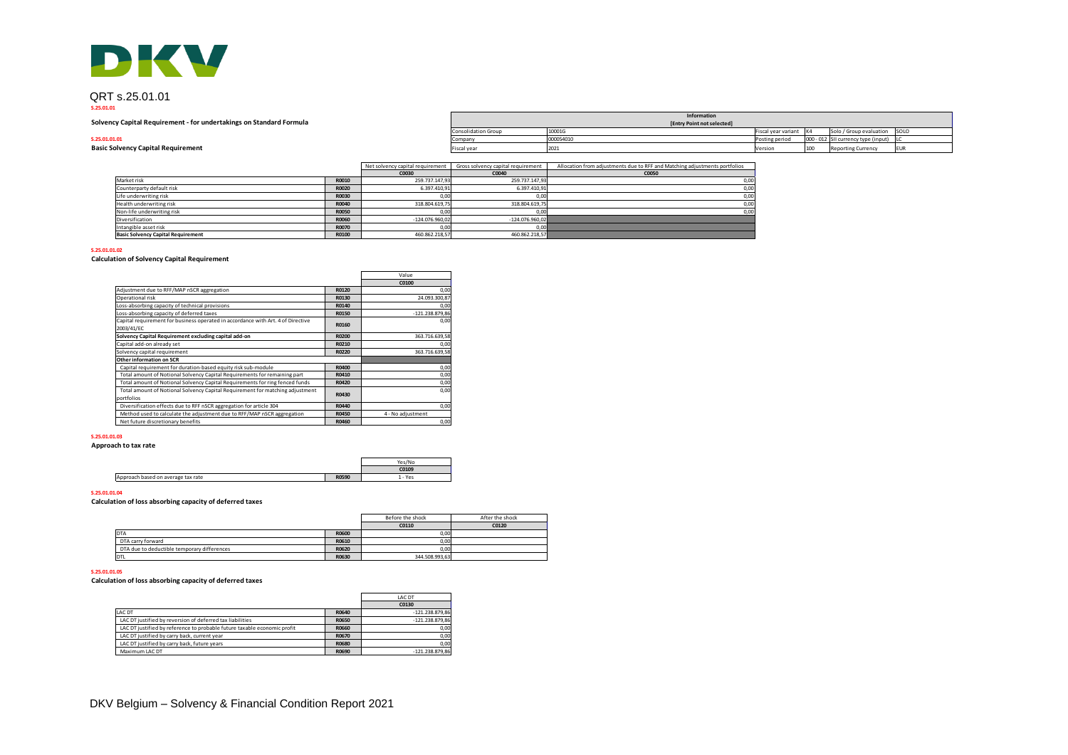DKV

# QRT s.25.01.01

**S.25.01.01**

**Solvency Capital Requirement - for undertakings on Standard Formula**

| Information | | | | | |
|---|---|---|---|---|---|
| [Entry Point not selected] | | | | | |
| Consolidation Group | 10001G | Fiscal year variant | K4 | Solo / Group evaluation | SOLO |
| Company | 000054010 | Posting period | 000 - 012 | SII currency type (input) | LC |
| Fiscal year | 2021 | Version | 100 | Reporting Currency | EUR |

**S.25.01.01.01**

**Basic Solvency Capital Requirement**

| | | Net solvency capital requirement | Gross solvency capital requirement | Allocation from adjustments due to RFF and Matching adjustments portfolios |
|---|---|---|---|---|
| | | C0030 | C0040 | C0050 |
| Market risk | R0010 | 259.737.147,93 | 259.737.147,93 | 0,00 |
| Counterparty default risk | R0020 | 6.397.410,91 | 6.397.410,91 | 0,00 |
| Life underwriting risk | R0030 | 0,00 | 0,00 | 0,00 |
| Health underwriting risk | R0040 | 318.804.619,75 | 318.804.619,75 | 0,00 |
| Non-life underwriting risk | R0050 | 0,00 | 0,00 | 0,00 |
| Diversification | R0060 | -124.076.960,02 | -124.076.960,02 | |
| Intangible asset risk | R0070 | 0,00 | 0,00 | |
| **Basic Solvency Capital Requirement** | R0100 | 460.862.218,57 | 460.862.218,57 | |

**S.25.01.01.02**

**Calculation of Solvency Capital Requirement**

| | | Value |
|---|---|---|
| | | C0100 |
| Adjustment due to RFF/MAP nSCR aggregation | R0120 | 0,00 |
| Operational risk | R0130 | 24.093.300,87 |
| Loss-absorbing capacity of technical provisions | R0140 | 0,00 |
| Loss-absorbing capacity of deferred taxes | R0150 | -121.238.879,86 |
| Capital requirement for business operated in accordance with Art. 4 of Directive 2003/41/EC | R0160 | 0,00 |
| **Solvency Capital Requirement excluding capital add-on** | R0200 | 363.716.639,58 |
| Capital add-on already set | R0210 | 0,00 |
| Solvency capital requirement | R0220 | 363.716.639,58 |
| **Other information on SCR** | | |
| Capital requirement for duration-based equity risk sub-module | R0400 | 0,00 |
| Total amount of Notional Solvency Capital Requirements for remaining part | R0410 | 0,00 |
| Total amount of Notional Solvency Capital Requirements for ring fenced funds | R0420 | 0,00 |
| Total amount of Notional Solvency Capital Requirement for matching adjustment portfolios | R0430 | 0,00 |
| Diversification effects due to RFF nSCR aggregation for article 304 | R0440 | 0,00 |
| Method used to calculate the adjustment due to RFF/MAP nSCR aggregation | R0450 | 4 - No adjustment |
| Net future discretionary benefits | R0460 | 0,00 |

**S.25.01.01.03**

**Approach to tax rate**

| | | Yes/No |
|---|---|---|
| | | C0109 |
| Approach based on average tax rate | R0590 | 1 - Yes |

**S.25.01.01.04**

**Calculation of loss absorbing capacity of deferred taxes**

| | | Before the shock | After the shock |
|---|---|---|---|
| | | C0110 | C0120 |
| DTA | R0600 | 0,00 | |
| DTA carry forward | R0610 | 0,00 | |
| DTA due to deductible temporary differences | R0620 | 0,00 | |
| DTL | R0630 | 344.508.993,63 | |

**S.25.01.01.05**

**Calculation of loss absorbing capacity of deferred taxes**

| | | LAC DT |
|---|---|---|
| | | C0130 |
| LAC DT | R0640 | -121.238.879,86 |
| LAC DT justified by reversion of deferred tax liabilities | R0650 | -121.238.879,86 |
| LAC DT justified by reference to probable future taxable economic profit | R0660 | 0,00 |
| LAC DT justified by carry back, current year | R0670 | 0,00 |
| LAC DT justified by carry back, future years | R0680 | 0,00 |
| Maximum LAC DT | R0690 | -121.238.879,86 |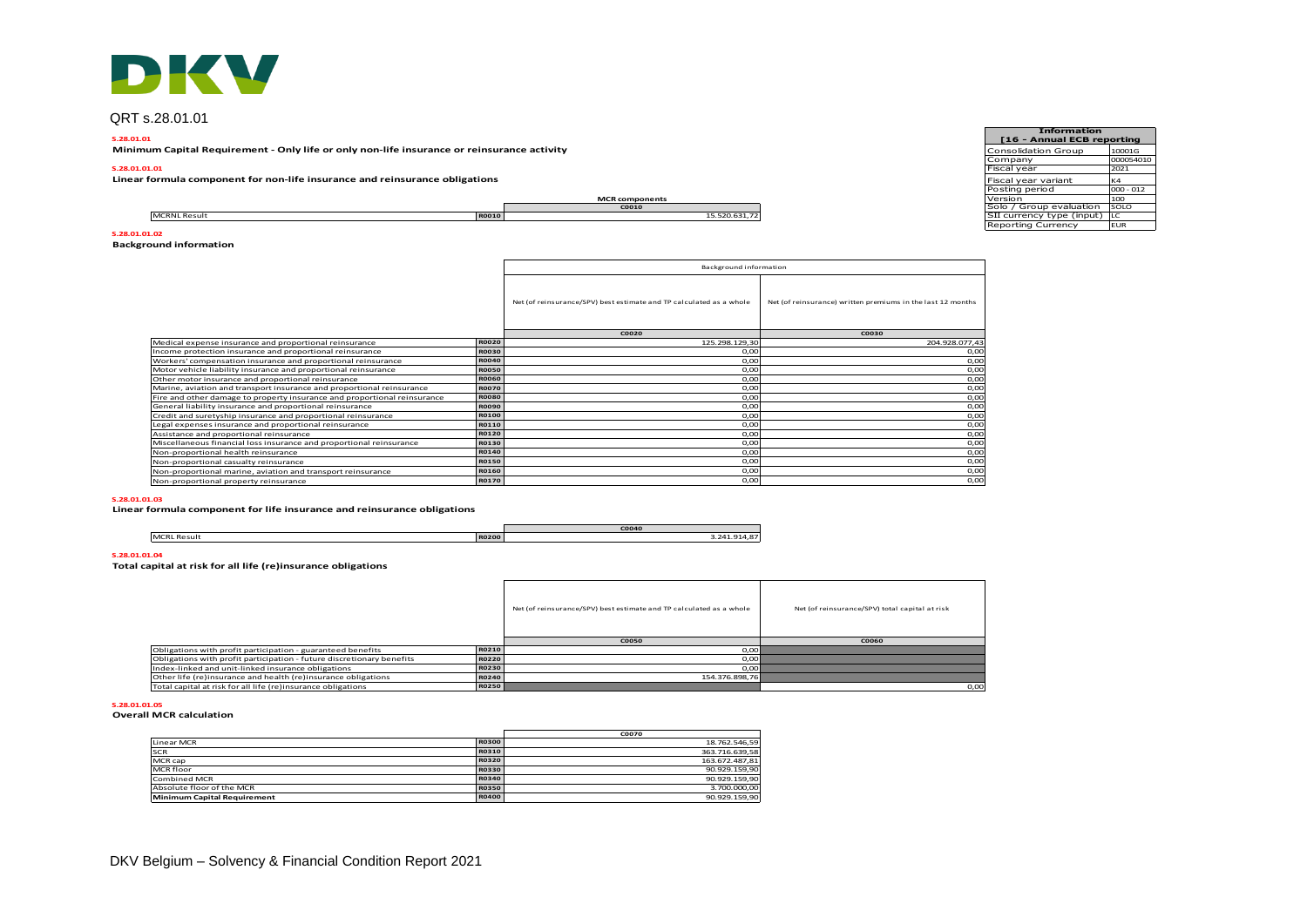DKV

# QRT s.28.01.01

**S.28.01.01**

**Minimum Capital Requirement - Only life or only non-life insurance or reinsurance activity**

**S.28.01.01.01**

**Linear formula component for non-life insurance and reinsurance obligations**

| | | MCR components |
|---|---|---|
| | | C0010 |
| MCRNL Result | R0010 | 15.520.631,72 |

| Information | |
|---|---|
| [16 - Annual ECB reporting | |
| Consolidation Group | 10001G |
| Company | 000054010 |
| Fiscal year | 2021 |
| Fiscal year variant | K4 |
| Posting period | 000 - 012 |
| Version | 100 |
| Solo / Group evaluation | SOLO |
| SII currency type (input) | LC |
| Reporting Currency | EUR |

**S.28.01.01.02**

**Background information**

| | | Background information | |
|---|---|---|---|
| | | Net (of reinsurance/SPV) best estimate and TP calculated as a whole | Net (of reinsurance) written premiums in the last 12 months |
| | | C0020 | C0030 |
| Medical expense insurance and proportional reinsurance | R0020 | 125.298.129,30 | 204.928.077,43 |
| Income protection insurance and proportional reinsurance | R0030 | 0,00 | 0,00 |
| Workers' compensation insurance and proportional reinsurance | R0040 | 0,00 | 0,00 |
| Motor vehicle liability insurance and proportional reinsurance | R0050 | 0,00 | 0,00 |
| Other motor insurance and proportional reinsurance | R0060 | 0,00 | 0,00 |
| Marine, aviation and transport insurance and proportional reinsurance | R0070 | 0,00 | 0,00 |
| Fire and other damage to property insurance and proportional reinsurance | R0080 | 0,00 | 0,00 |
| General liability insurance and proportional reinsurance | R0090 | 0,00 | 0,00 |
| Credit and suretyship insurance and proportional reinsurance | R0100 | 0,00 | 0,00 |
| Legal expenses insurance and proportional reinsurance | R0110 | 0,00 | 0,00 |
| Assistance and proportional reinsurance | R0120 | 0,00 | 0,00 |
| Miscellaneous financial loss insurance and proportional reinsurance | R0130 | 0,00 | 0,00 |
| Non-proportional health reinsurance | R0140 | 0,00 | 0,00 |
| Non-proportional casualty reinsurance | R0150 | 0,00 | 0,00 |
| Non-proportional marine, aviation and transport reinsurance | R0160 | 0,00 | 0,00 |
| Non-proportional property reinsurance | R0170 | 0,00 | 0,00 |

**S.28.01.01.03**

**Linear formula component for life insurance and reinsurance obligations**

| | | C0040 |
|---|---|---|
| MCRL Result | R0200 | 3.241.914,87 |

**S.28.01.01.04**

**Total capital at risk for all life (re)insurance obligations**

| | | Net (of reinsurance/SPV) best estimate and TP calculated as a whole | Net (of reinsurance/SPV) total capital at risk |
|---|---|---|---|
| | | C0050 | C0060 |
| Obligations with profit participation - guaranteed benefits | R0210 | 0,00 | |
| Obligations with profit participation - future discretionary benefits | R0220 | 0,00 | |
| Index-linked and unit-linked insurance obligations | R0230 | 0,00 | |
| Other life (re)insurance and health (re)insurance obligations | R0240 | 154.376.898,76 | |
| Total capital at risk for all life (re)insurance obligations | R0250 | | 0,00 |

**S.28.01.01.05**

**Overall MCR calculation**

| | | C0070 |
|---|---|---|
| Linear MCR | R0300 | 18.762.546,59 |
| SCR | R0310 | 363.716.639,58 |
| MCR cap | R0320 | 163.672.487,81 |
| MCR floor | R0330 | 90.929.159,90 |
| Combined MCR | R0340 | 90.929.159,90 |
| Absolute floor of the MCR | R0350 | 3.700.000,00 |
| **Minimum Capital Requirement** | R0400 | 90.929.159,90 |